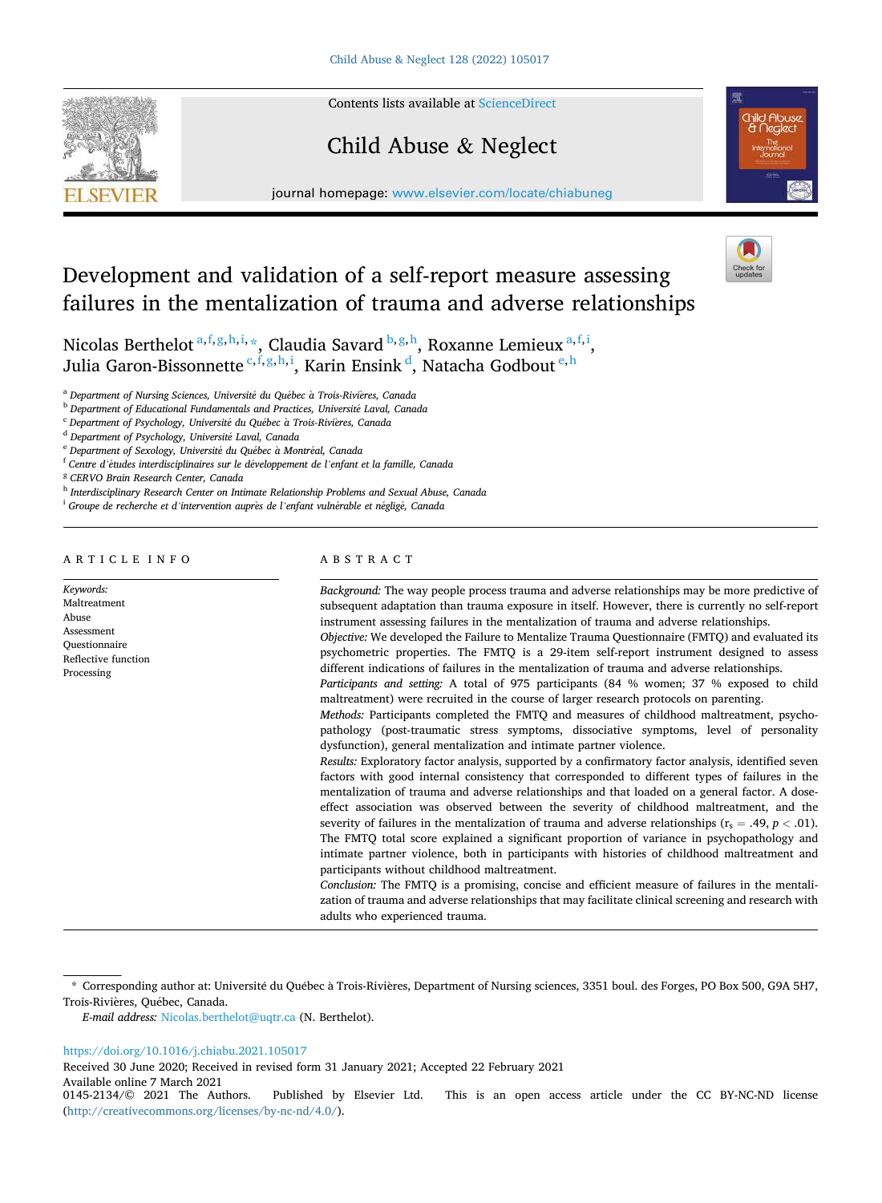# Development and validation of a self-report measure assessing failures in the mentalization of trauma and adverse relationships

Nicolas Berthelot [a,f,g,h,i,*], Claudia Savard [b,g,h], Roxanne Lemieux [a,f,i], Julia Garon-Bissonnette [c,f,g,h,i], Karin Ensink [d], Natacha Godbout [e,h]

[a] Department of Nursing Sciences, Université du Québec à Trois-Rivières, Canada
[b] Department of Educational Fundamentals and Practices, Université Laval, Canada
[c] Department of Psychology, Université du Québec à Trois-Rivières, Canada
[d] Department of Psychology, Université Laval, Canada
[e] Department of Sexology, Université du Québec à Montréal, Canada
[f] Centre d'études interdisciplinaires sur le développement de l'enfant et la famille, Canada
[g] CERVO Brain Research Center, Canada
[h] Interdisciplinary Research Center on Intimate Relationship Problems and Sexual Abuse, Canada
[i] Groupe de recherche et d'intervention auprès de l'enfant vulnérable et négligé, Canada

## ARTICLE INFO

*Keywords:*
Maltreatment
Abuse
Assessment
Questionnaire
Reflective function
Processing

## ABSTRACT

*Background:* The way people process trauma and adverse relationships may be more predictive of subsequent adaptation than trauma exposure in itself. However, there is currently no self-report instrument assessing failures in the mentalization of trauma and adverse relationships.

*Objective:* We developed the Failure to Mentalize Trauma Questionnaire (FMTQ) and evaluated its psychometric properties. The FMTQ is a 29-item self-report instrument designed to assess different indications of failures in the mentalization of trauma and adverse relationships.

*Participants and setting:* A total of 975 participants (84 % women; 37 % exposed to child maltreatment) were recruited in the course of larger research protocols on parenting.

*Methods:* Participants completed the FMTQ and measures of childhood maltreatment, psychopathology (post-traumatic stress symptoms, dissociative symptoms, level of personality dysfunction), general mentalization and intimate partner violence.

*Results:* Exploratory factor analysis, supported by a confirmatory factor analysis, identified seven factors with good internal consistency that corresponded to different types of failures in the mentalization of trauma and adverse relationships and that loaded on a general factor. A dose-effect association was observed between the severity of childhood maltreatment, and the severity of failures in the mentalization of trauma and adverse relationships ($r_s = .49$, $p < .01$). The FMTQ total score explained a significant proportion of variance in psychopathology and intimate partner violence, both in participants with histories of childhood maltreatment and participants without childhood maltreatment.

*Conclusion:* The FMTQ is a promising, concise and efficient measure of failures in the mentalization of trauma and adverse relationships that may facilitate clinical screening and research with adults who experienced trauma.

---

* Corresponding author at: Université du Québec à Trois-Rivières, Department of Nursing sciences, 3351 boul. des Forges, PO Box 500, G9A 5H7, Trois-Rivières, Québec, Canada.

*E-mail address:* Nicolas.berthelot@uqtr.ca (N. Berthelot).

https://doi.org/10.1016/j.chiabu.2021.105017
Received 30 June 2020; Received in revised form 31 January 2021; Accepted 22 February 2021
Available online 7 March 2021
0145-2134/© 2021 The Authors. Published by Elsevier Ltd. This is an open access article under the CC BY-NC-ND license (http://creativecommons.org/licenses/by-nc-nd/4.0/).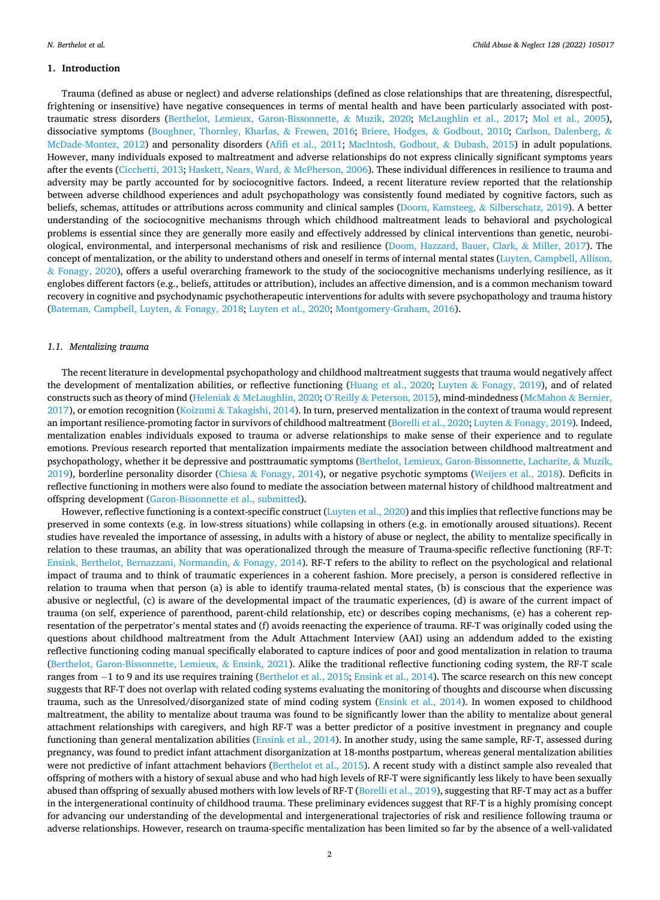## 1. Introduction

Trauma (defined as abuse or neglect) and adverse relationships (defined as close relationships that are threatening, disrespectful, frightening or insensitive) have negative consequences in terms of mental health and have been particularly associated with post-traumatic stress disorders (Berthelot, Lemieux, Garon-Bissonnette, & Muzik, 2020; McLaughlin et al., 2017; Mol et al., 2005), dissociative symptoms (Boughner, Thornley, Kharlas, & Frewen, 2016; Briere, Hodges, & Godbout, 2010; Carlson, Dalenberg, & McDade-Montez, 2012) and personality disorders (Afifi et al., 2011; MacIntosh, Godbout, & Dubash, 2015) in adult populations. However, many individuals exposed to maltreatment and adverse relationships do not express clinically significant symptoms years after the events (Cicchetti, 2013; Haskett, Nears, Ward, & McPherson, 2006). These individual differences in resilience to trauma and adversity may be partly accounted for by sociocognitive factors. Indeed, a recent literature review reported that the relationship between adverse childhood experiences and adult psychopathology was consistently found mediated by cognitive factors, such as beliefs, schemas, attitudes or attributions across community and clinical samples (Doorn, Kamsteeg, & Silberschatz, 2019). A better understanding of the sociocognitive mechanisms through which childhood maltreatment leads to behavioral and psychological problems is essential since they are generally more easily and effectively addressed by clinical interventions than genetic, neurobiological, environmental, and interpersonal mechanisms of risk and resilience (Doom, Hazzard, Bauer, Clark, & Miller, 2017). The concept of mentalization, or the ability to understand others and oneself in terms of internal mental states (Luyten, Campbell, Allison, & Fonagy, 2020), offers a useful overarching framework to the study of the sociocognitive mechanisms underlying resilience, as it englobes different factors (e.g., beliefs, attitudes or attribution), includes an affective dimension, and is a common mechanism toward recovery in cognitive and psychodynamic psychotherapeutic interventions for adults with severe psychopathology and trauma history (Bateman, Campbell, Luyten, & Fonagy, 2018; Luyten et al., 2020; Montgomery-Graham, 2016).

### 1.1. Mentalizing trauma

The recent literature in developmental psychopathology and childhood maltreatment suggests that trauma would negatively affect the development of mentalization abilities, or reflective functioning (Huang et al., 2020; Luyten & Fonagy, 2019), and of related constructs such as theory of mind (Heleniak & McLaughlin, 2020; O'Reilly & Peterson, 2015), mind-mindedness (McMahon & Bernier, 2017), or emotion recognition (Koizumi & Takagishi, 2014). In turn, preserved mentalization in the context of trauma would represent an important resilience-promoting factor in survivors of childhood maltreatment (Borelli et al., 2020; Luyten & Fonagy, 2019). Indeed, mentalization enables individuals exposed to trauma or adverse relationships to make sense of their experience and to regulate emotions. Previous research reported that mentalization impairments mediate the association between childhood maltreatment and psychopathology, whether it be depressive and posttraumatic symptoms (Berthelot, Lemieux, Garon-Bissonnette, Lacharite, & Muzik, 2019), borderline personality disorder (Chiesa & Fonagy, 2014), or negative psychotic symptoms (Weijers et al., 2018). Deficits in reflective functioning in mothers were also found to mediate the association between maternal history of childhood maltreatment and offspring development (Garon-Bissonnette et al., submitted).

However, reflective functioning is a context-specific construct (Luyten et al., 2020) and this implies that reflective functions may be preserved in some contexts (e.g. in low-stress situations) while collapsing in others (e.g. in emotionally aroused situations). Recent studies have revealed the importance of assessing, in adults with a history of abuse or neglect, the ability to mentalize specifically in relation to these traumas, an ability that was operationalized through the measure of Trauma-specific reflective functioning (RF-T: Ensink, Berthelot, Bernazzani, Normandin, & Fonagy, 2014). RF-T refers to the ability to reflect on the psychological and relational impact of trauma and to think of traumatic experiences in a coherent fashion. More precisely, a person is considered reflective in relation to trauma when that person (a) is able to identify trauma-related mental states, (b) is conscious that the experience was abusive or neglectful, (c) is aware of the developmental impact of the traumatic experiences, (d) is aware of the current impact of trauma (on self, experience of parenthood, parent-child relationship, etc) or describes coping mechanisms, (e) has a coherent representation of the perpetrator's mental states and (f) avoids reenacting the experience of trauma. RF-T was originally coded using the questions about childhood maltreatment from the Adult Attachment Interview (AAI) using an addendum added to the existing reflective functioning coding manual specifically elaborated to capture indices of poor and good mentalization in relation to trauma (Berthelot, Garon-Bissonnette, Lemieux, & Ensink, 2021). Alike the traditional reflective functioning coding system, the RF-T scale ranges from −1 to 9 and its use requires training (Berthelot et al., 2015; Ensink et al., 2014). The scarce research on this new concept suggests that RF-T does not overlap with related coding systems evaluating the monitoring of thoughts and discourse when discussing trauma, such as the Unresolved/disorganized state of mind coding system (Ensink et al., 2014). In women exposed to childhood maltreatment, the ability to mentalize about trauma was found to be significantly lower than the ability to mentalize about general attachment relationships with caregivers, and high RF-T was a better predictor of a positive investment in pregnancy and couple functioning than general mentalization abilities (Ensink et al., 2014). In another study, using the same sample, RF-T, assessed during pregnancy, was found to predict infant attachment disorganization at 18-months postpartum, whereas general mentalization abilities were not predictive of infant attachment behaviors (Berthelot et al., 2015). A recent study with a distinct sample also revealed that offspring of mothers with a history of sexual abuse and who had high levels of RF-T were significantly less likely to have been sexually abused than offspring of sexually abused mothers with low levels of RF-T (Borelli et al., 2019), suggesting that RF-T may act as a buffer in the intergenerational continuity of childhood trauma. These preliminary evidences suggest that RF-T is a highly promising concept for advancing our understanding of the developmental and intergenerational trajectories of risk and resilience following trauma or adverse relationships. However, research on trauma-specific mentalization has been limited so far by the absence of a well-validated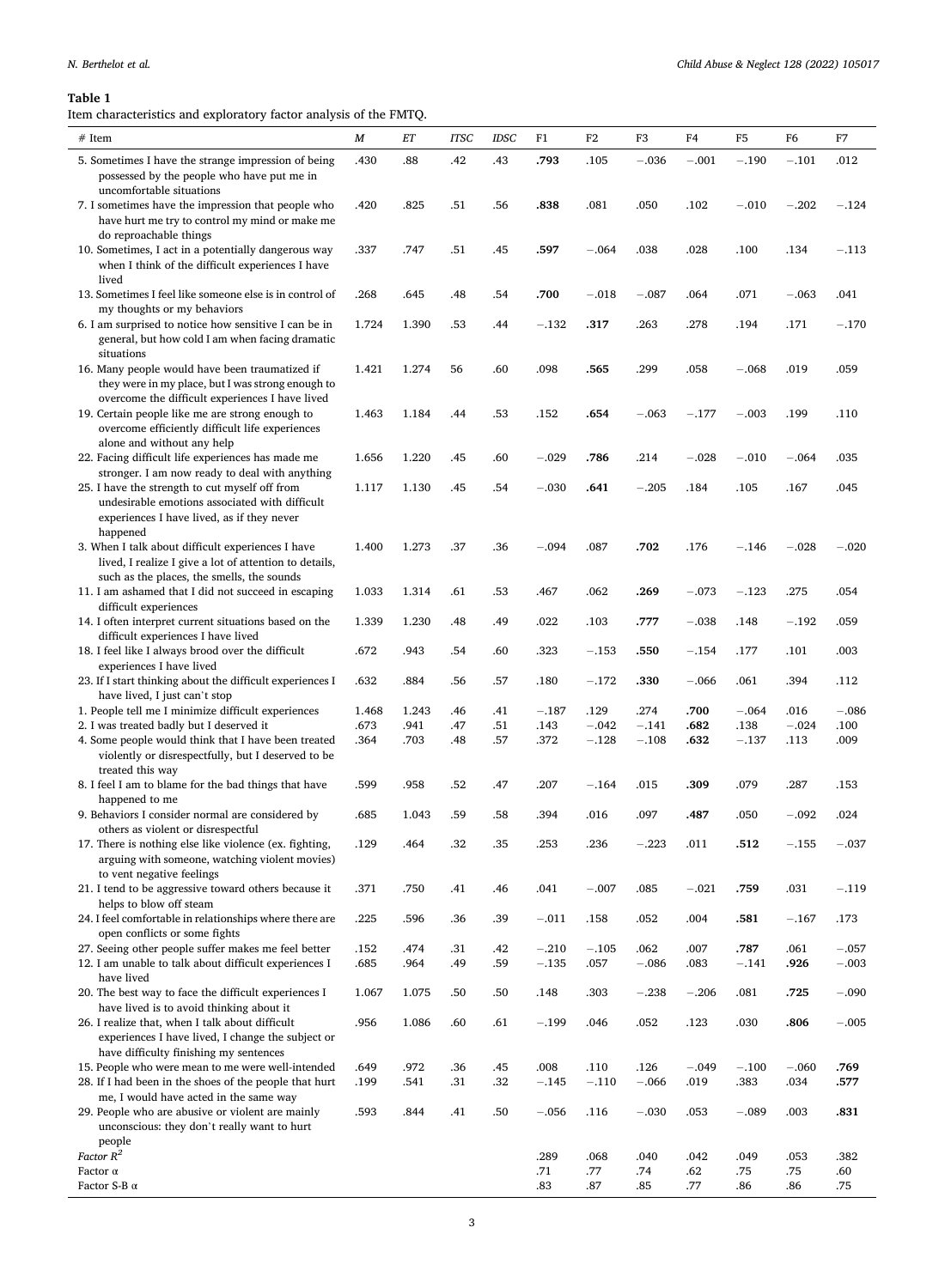**Table 1**
Item characteristics and exploratory factor analysis of the FMTQ.

| # Item | *M* | *ET* | *ITSC* | *IDSC* | F1 | F2 | F3 | F4 | F5 | F6 | F7 |
|---|---|---|---|---|---|---|---|---|---|---|---|
| 5. Sometimes I have the strange impression of being possessed by the people who have put me in uncomfortable situations | .430 | .88 | .42 | .43 | **.793** | .105 | −.036 | −.001 | −.190 | −.101 | .012 |
| 7. I sometimes have the impression that people who have hurt me try to control my mind or make me do reproachable things | .420 | .825 | .51 | .56 | **.838** | .081 | .050 | .102 | −.010 | −.202 | −.124 |
| 10. Sometimes, I act in a potentially dangerous way when I think of the difficult experiences I have lived | .337 | .747 | .51 | .45 | **.597** | −.064 | .038 | .028 | .100 | .134 | −.113 |
| 13. Sometimes I feel like someone else is in control of my thoughts or my behaviors | .268 | .645 | .48 | .54 | **.700** | −.018 | −.087 | .064 | .071 | −.063 | .041 |
| 6. I am surprised to notice how sensitive I can be in general, but how cold I am when facing dramatic situations | 1.724 | 1.390 | .53 | .44 | −.132 | **.317** | .263 | .278 | .194 | .171 | −.170 |
| 16. Many people would have been traumatized if they were in my place, but I was strong enough to overcome the difficult experiences I have lived | 1.421 | 1.274 | 56 | .60 | .098 | **.565** | .299 | .058 | −.068 | .019 | .059 |
| 19. Certain people like me are strong enough to overcome efficiently difficult life experiences alone and without any help | 1.463 | 1.184 | .44 | .53 | .152 | **.654** | −.063 | −.177 | −.003 | .199 | .110 |
| 22. Facing difficult life experiences has made me stronger. I am now ready to deal with anything | 1.656 | 1.220 | .45 | .60 | −.029 | **.786** | .214 | −.028 | −.010 | −.064 | .035 |
| 25. I have the strength to cut myself off from undesirable emotions associated with difficult experiences I have lived, as if they never happened | 1.117 | 1.130 | .45 | .54 | −.030 | **.641** | −.205 | .184 | .105 | .167 | .045 |
| 3. When I talk about difficult experiences I have lived, I realize I give a lot of attention to details, such as the places, the smells, the sounds | 1.400 | 1.273 | .37 | .36 | −.094 | .087 | **.702** | .176 | −.146 | −.028 | −.020 |
| 11. I am ashamed that I did not succeed in escaping difficult experiences | 1.033 | 1.314 | .61 | .53 | .467 | .062 | **.269** | −.073 | −.123 | .275 | .054 |
| 14. I often interpret current situations based on the difficult experiences I have lived | 1.339 | 1.230 | .48 | .49 | .022 | .103 | **.777** | −.038 | .148 | −.192 | .059 |
| 18. I feel like I always brood over the difficult experiences I have lived | .672 | .943 | .54 | .60 | .323 | −.153 | **.550** | −.154 | .177 | .101 | .003 |
| 23. If I start thinking about the difficult experiences I have lived, I just can't stop | .632 | .884 | .56 | .57 | .180 | −.172 | **.330** | −.066 | .061 | .394 | .112 |
| 1. People tell me I minimize difficult experiences | 1.468 | 1.243 | .46 | .41 | −.187 | .129 | .274 | **.700** | −.064 | .016 | −.086 |
| 2. I was treated badly but I deserved it | .673 | .941 | .47 | .51 | .143 | −.042 | −.141 | **.682** | .138 | −.024 | .100 |
| 4. Some people would think that I have been treated violently or disrespectfully, but I deserved to be treated this way | .364 | .703 | .48 | .57 | .372 | −.128 | −.108 | **.632** | −.137 | .113 | .009 |
| 8. I feel I am to blame for the bad things that have happened to me | .599 | .958 | .52 | .47 | .207 | −.164 | .015 | **.309** | .079 | .287 | .153 |
| 9. Behaviors I consider normal are considered by others as violent or disrespectful | .685 | 1.043 | .59 | .58 | .394 | .016 | .097 | **.487** | .050 | −.092 | .024 |
| 17. There is nothing else like violence (ex. fighting, arguing with someone, watching violent movies) to vent negative feelings | .129 | .464 | .32 | .35 | .253 | .236 | −.223 | .011 | **.512** | −.155 | −.037 |
| 21. I tend to be aggressive toward others because it helps to blow off steam | .371 | .750 | .41 | .46 | .041 | −.007 | .085 | −.021 | **.759** | .031 | −.119 |
| 24. I feel comfortable in relationships where there are open conflicts or some fights | .225 | .596 | .36 | .39 | −.011 | .158 | .052 | .004 | **.581** | −.167 | .173 |
| 27. Seeing other people suffer makes me feel better | .152 | .474 | .31 | .42 | −.210 | −.105 | .062 | .007 | **.787** | .061 | −.057 |
| 12. I am unable to talk about difficult experiences I have lived | .685 | .964 | .49 | .59 | −.135 | .057 | −.086 | .083 | −.141 | **.926** | −.003 |
| 20. The best way to face the difficult experiences I have lived is to avoid thinking about it | 1.067 | 1.075 | .50 | .50 | .148 | .303 | −.238 | −.206 | .081 | **.725** | −.090 |
| 26. I realize that, when I talk about difficult experiences I have lived, I change the subject or have difficulty finishing my sentences | .956 | 1.086 | .60 | .61 | −.199 | .046 | .052 | .123 | .030 | **.806** | −.005 |
| 15. People who were mean to me were well-intended | .649 | .972 | .36 | .45 | .008 | .110 | .126 | −.049 | −.100 | −.060 | **.769** |
| 28. If I had been in the shoes of the people that hurt me, I would have acted in the same way | .199 | .541 | .31 | .32 | −.145 | −.110 | −.066 | .019 | .383 | .034 | **.577** |
| 29. People who are abusive or violent are mainly unconscious: they don't really want to hurt people | .593 | .844 | .41 | .50 | −.056 | .116 | −.030 | .053 | −.089 | .003 | **.831** |
| *Factor $R^2$* | | | | | .289 | .068 | .040 | .042 | .049 | .053 | .382 |
| Factor α | | | | | .71 | .77 | .74 | .62 | .75 | .75 | .60 |
| Factor S-B α | | | | | .83 | .87 | .85 | .77 | .86 | .86 | .75 |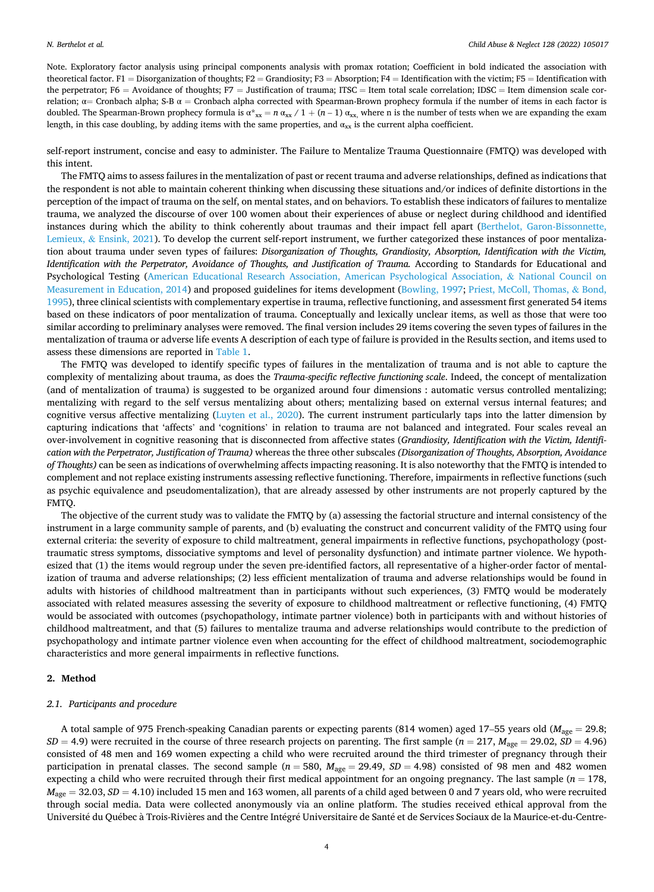Note. Exploratory factor analysis using principal components analysis with promax rotation; Coefficient in bold indicated the association with theoretical factor. F1 = Disorganization of thoughts; F2 = Grandiosity; F3 = Absorption; F4 = Identification with the victim; F5 = Identification with the perpetrator; F6 = Avoidance of thoughts; F7 = Justification of trauma; ITSC = Item total scale correlation; IDSC = Item dimension scale correlation; α= Cronbach alpha; S-B α = Cronbach alpha corrected with Spearman-Brown prophecy formula if the number of items in each factor is doubled. The Spearman-Brown prophecy formula is $\alpha^*_{xx} = n\,\alpha_{xx} / 1 + (n - 1)\,\alpha_{xx}$, where n is the number of tests when we are expanding the exam length, in this case doubling, by adding items with the same properties, and $\alpha_{xx}$ is the current alpha coefficient.

self-report instrument, concise and easy to administer. The Failure to Mentalize Trauma Questionnaire (FMTQ) was developed with this intent.

The FMTQ aims to assess failures in the mentalization of past or recent trauma and adverse relationships, defined as indications that the respondent is not able to maintain coherent thinking when discussing these situations and/or indices of definite distortions in the perception of the impact of trauma on the self, on mental states, and on behaviors. To establish these indicators of failures to mentalize trauma, we analyzed the discourse of over 100 women about their experiences of abuse or neglect during childhood and identified instances during which the ability to think coherently about traumas and their impact fell apart (Berthelot, Garon-Bissonnette, Lemieux, & Ensink, 2021). To develop the current self-report instrument, we further categorized these instances of poor mentalization about trauma under seven types of failures: ***Disorganization of Thoughts, Grandiosity, Absorption, Identification with the Victim, Identification with the Perpetrator, Avoidance of Thoughts, and Justification of Trauma.*** According to Standards for Educational and Psychological Testing (American Educational Research Association, American Psychological Association, & National Council on Measurement in Education, 2014) and proposed guidelines for items development (Bowling, 1997; Priest, McColl, Thomas, & Bond, 1995), three clinical scientists with complementary expertise in trauma, reflective functioning, and assessment first generated 54 items based on these indicators of poor mentalization of trauma. Conceptually and lexically unclear items, as well as those that were too similar according to preliminary analyses were removed. The final version includes 29 items covering the seven types of failures in the mentalization of trauma or adverse life events A description of each type of failure is provided in the Results section, and items used to assess these dimensions are reported in Table 1.

The FMTQ was developed to identify specific types of failures in the mentalization of trauma and is not able to capture the complexity of mentalizing about trauma, as does the *Trauma-specific reflective functioning scale*. Indeed, the concept of mentalization (and of mentalization of trauma) is suggested to be organized around four dimensions : automatic versus controlled mentalizing; mentalizing with regard to the self versus mentalizing about others; mentalizing based on external versus internal features; and cognitive versus affective mentalizing (Luyten et al., 2020). The current instrument particularly taps into the latter dimension by capturing indications that 'affects' and 'cognitions' in relation to trauma are not balanced and integrated. Four scales reveal an over-involvement in cognitive reasoning that is disconnected from affective states (*Grandiosity, Identification with the Victim, Identification with the Perpetrator, Justification of Trauma)* whereas the three other subscales *(Disorganization of Thoughts, Absorption, Avoidance of Thoughts)* can be seen as indications of overwhelming affects impacting reasoning. It is also noteworthy that the FMTQ is intended to complement and not replace existing instruments assessing reflective functioning. Therefore, impairments in reflective functions (such as psychic equivalence and pseudomentalization), that are already assessed by other instruments are not properly captured by the FMTQ.

The objective of the current study was to validate the FMTQ by (a) assessing the factorial structure and internal consistency of the instrument in a large community sample of parents, and (b) evaluating the construct and concurrent validity of the FMTQ using four external criteria: the severity of exposure to child maltreatment, general impairments in reflective functions, psychopathology (post-traumatic stress symptoms, dissociative symptoms and level of personality dysfunction) and intimate partner violence. We hypothesized that (1) the items would regroup under the seven pre-identified factors, all representative of a higher-order factor of mentalization of trauma and adverse relationships; (2) less efficient mentalization of trauma and adverse relationships would be found in adults with histories of childhood maltreatment than in participants without such experiences, (3) FMTQ would be moderately associated with related measures assessing the severity of exposure to childhood maltreatment or reflective functioning, (4) FMTQ would be associated with outcomes (psychopathology, intimate partner violence) both in participants with and without histories of childhood maltreatment, and that (5) failures to mentalize trauma and adverse relationships would contribute to the prediction of psychopathology and intimate partner violence even when accounting for the effect of childhood maltreatment, sociodemographic characteristics and more general impairments in reflective functions.

## 2. Method

### 2.1. Participants and procedure

A total sample of 975 French-speaking Canadian parents or expecting parents (814 women) aged 17–55 years old ($M_{age} = 29.8$; $SD = 4.9$) were recruited in the course of three research projects on parenting. The first sample ($n = 217$, $M_{age} = 29.02$, $SD = 4.96$) consisted of 48 men and 169 women expecting a child who were recruited around the third trimester of pregnancy through their participation in prenatal classes. The second sample ($n = 580$, $M_{age} = 29.49$, $SD = 4.98$) consisted of 98 men and 482 women expecting a child who were recruited through their first medical appointment for an ongoing pregnancy. The last sample ($n = 178$, $M_{age} = 32.03$, $SD = 4.10$) included 15 men and 163 women, all parents of a child aged between 0 and 7 years old, who were recruited through social media. Data were collected anonymously via an online platform. The studies received ethical approval from the Université du Québec à Trois-Rivières and the Centre Intégré Universitaire de Santé et de Services Sociaux de la Maurice-et-du-Centre-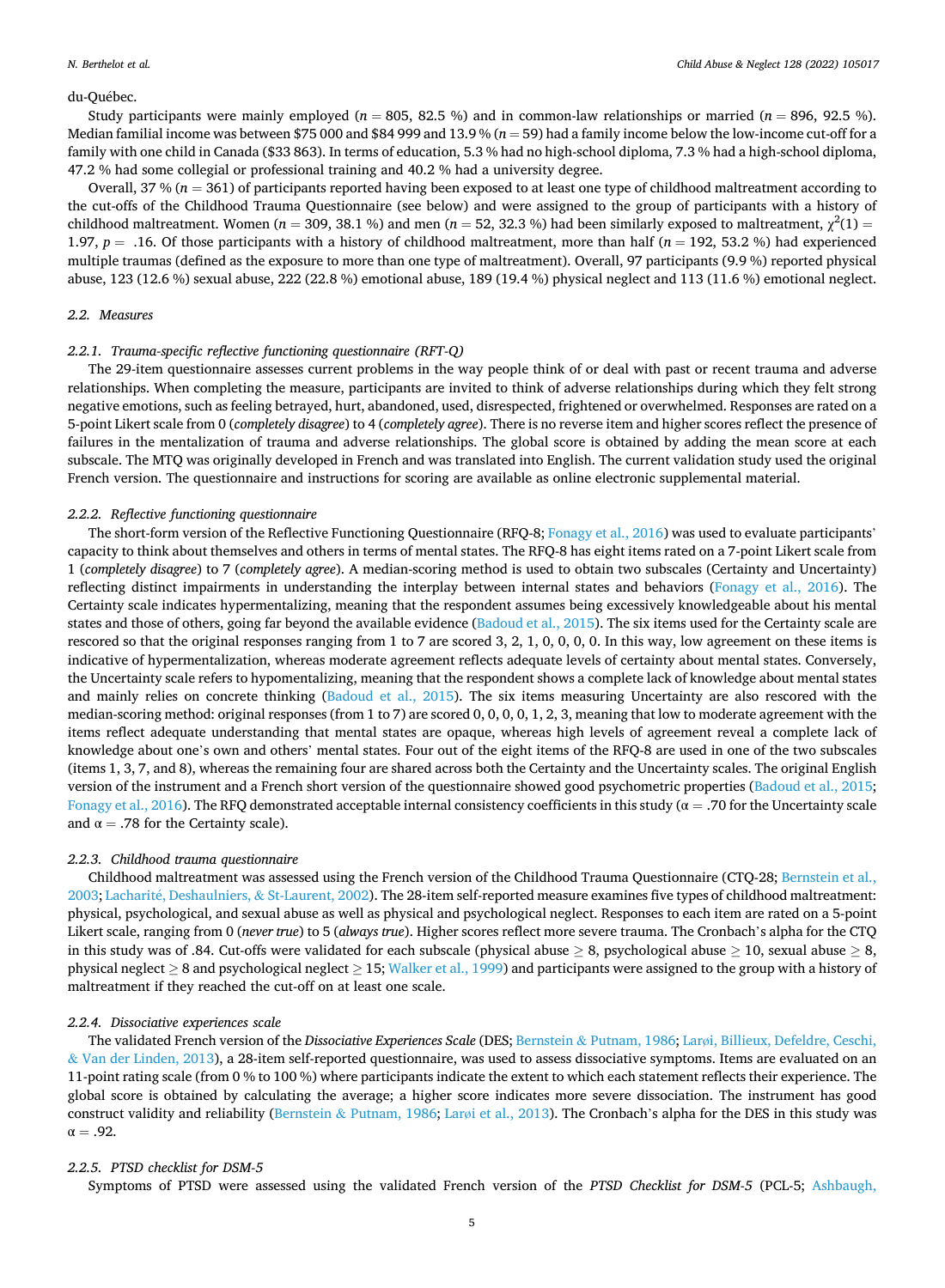du-Québec.

Study participants were mainly employed ($n = 805$, 82.5 %) and in common-law relationships or married ($n = 896$, 92.5 %). Median familial income was between $75 000 and $84 999 and 13.9 % ($n = 59$) had a family income below the low-income cut-off for a family with one child in Canada ($33 863). In terms of education, 5.3 % had no high-school diploma, 7.3 % had a high-school diploma, 47.2 % had some collegial or professional training and 40.2 % had a university degree.

Overall, 37 % ($n = 361$) of participants reported having been exposed to at least one type of childhood maltreatment according to the cut-offs of the Childhood Trauma Questionnaire (see below) and were assigned to the group of participants with a history of childhood maltreatment. Women ($n = 309$, 38.1 %) and men ($n = 52$, 32.3 %) had been similarly exposed to maltreatment, $\chi^2(1) = 1.97$, $p = .16$. Of those participants with a history of childhood maltreatment, more than half ($n = 192$, 53.2 %) had experienced multiple traumas (defined as the exposure to more than one type of maltreatment). Overall, 97 participants (9.9 %) reported physical abuse, 123 (12.6 %) sexual abuse, 222 (22.8 %) emotional abuse, 189 (19.4 %) physical neglect and 113 (11.6 %) emotional neglect.

### 2.2. Measures

#### 2.2.1. Trauma-specific reflective functioning questionnaire (RFT-Q)

The 29-item questionnaire assesses current problems in the way people think of or deal with past or recent trauma and adverse relationships. When completing the measure, participants are invited to think of adverse relationships during which they felt strong negative emotions, such as feeling betrayed, hurt, abandoned, used, disrespected, frightened or overwhelmed. Responses are rated on a 5-point Likert scale from 0 (*completely disagree*) to 4 (*completely agree*). There is no reverse item and higher scores reflect the presence of failures in the mentalization of trauma and adverse relationships. The global score is obtained by adding the mean score at each subscale. The MTQ was originally developed in French and was translated into English. The current validation study used the original French version. The questionnaire and instructions for scoring are available as online electronic supplemental material.

#### 2.2.2. Reflective functioning questionnaire

The short-form version of the Reflective Functioning Questionnaire (RFQ-8; Fonagy et al., 2016) was used to evaluate participants' capacity to think about themselves and others in terms of mental states. The RFQ-8 has eight items rated on a 7-point Likert scale from 1 (*completely disagree*) to 7 (*completely agree*). A median-scoring method is used to obtain two subscales (Certainty and Uncertainty) reflecting distinct impairments in understanding the interplay between internal states and behaviors (Fonagy et al., 2016). The Certainty scale indicates hypermentalizing, meaning that the respondent assumes being excessively knowledgeable about his mental states and those of others, going far beyond the available evidence (Badoud et al., 2015). The six items used for the Certainty scale are rescored so that the original responses ranging from 1 to 7 are scored 3, 2, 1, 0, 0, 0, 0. In this way, low agreement on these items is indicative of hypermentalization, whereas moderate agreement reflects adequate levels of certainty about mental states. Conversely, the Uncertainty scale refers to hypomentalizing, meaning that the respondent shows a complete lack of knowledge about mental states and mainly relies on concrete thinking (Badoud et al., 2015). The six items measuring Uncertainty are also rescored with the median-scoring method: original responses (from 1 to 7) are scored 0, 0, 0, 0, 1, 2, 3, meaning that low to moderate agreement with the items reflect adequate understanding that mental states are opaque, whereas high levels of agreement reveal a complete lack of knowledge about one's own and others' mental states. Four out of the eight items of the RFQ-8 are used in one of the two subscales (items 1, 3, 7, and 8), whereas the remaining four are shared across both the Certainty and the Uncertainty scales. The original English version of the instrument and a French short version of the questionnaire showed good psychometric properties (Badoud et al., 2015; Fonagy et al., 2016). The RFQ demonstrated acceptable internal consistency coefficients in this study ($\alpha = .70$ for the Uncertainty scale and $\alpha = .78$ for the Certainty scale).

#### 2.2.3. Childhood trauma questionnaire

Childhood maltreatment was assessed using the French version of the Childhood Trauma Questionnaire (CTQ-28; Bernstein et al., 2003; Lacharité, Deshaulniers, & St-Laurent, 2002). The 28-item self-reported measure examines five types of childhood maltreatment: physical, psychological, and sexual abuse as well as physical and psychological neglect. Responses to each item are rated on a 5-point Likert scale, ranging from 0 (*never true*) to 5 (*always true*). Higher scores reflect more severe trauma. The Cronbach's alpha for the CTQ in this study was of .84. Cut-offs were validated for each subscale (physical abuse $\geq 8$, psychological abuse $\geq 10$, sexual abuse $\geq 8$, physical neglect $\geq 8$ and psychological neglect $\geq 15$; Walker et al., 1999) and participants were assigned to the group with a history of maltreatment if they reached the cut-off on at least one scale.

#### 2.2.4. Dissociative experiences scale

The validated French version of the *Dissociative Experiences Scale* (DES; Bernstein & Putnam, 1986; Larøi, Billieux, Defeldre, Ceschi, & Van der Linden, 2013), a 28-item self-reported questionnaire, was used to assess dissociative symptoms. Items are evaluated on an 11-point rating scale (from 0 % to 100 %) where participants indicate the extent to which each statement reflects their experience. The global score is obtained by calculating the average; a higher score indicates more severe dissociation. The instrument has good construct validity and reliability (Bernstein & Putnam, 1986; Larøi et al., 2013). The Cronbach's alpha for the DES in this study was $\alpha = .92$.

#### 2.2.5. PTSD checklist for DSM-5

Symptoms of PTSD were assessed using the validated French version of the *PTSD Checklist for DSM-5* (PCL-5; Ashbaugh,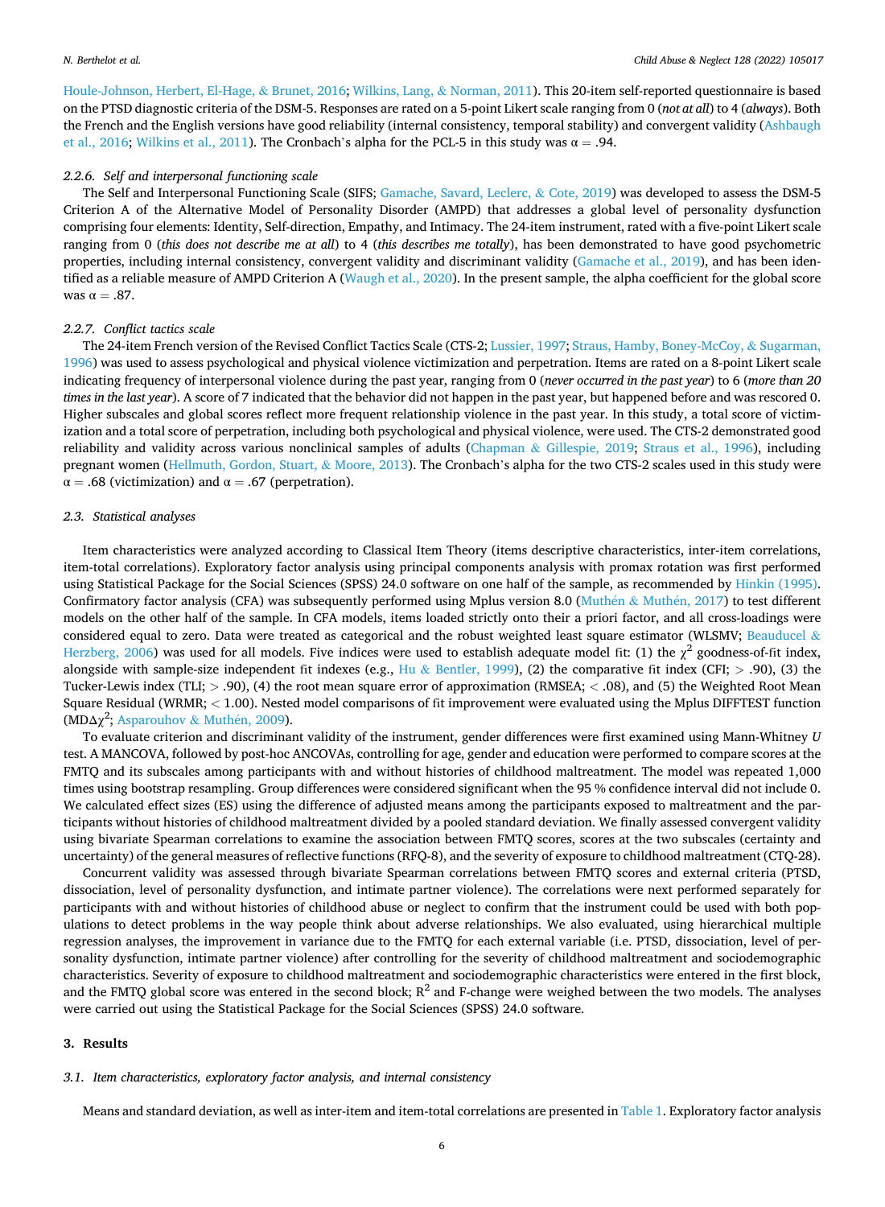Houle-Johnson, Herbert, El-Hage, & Brunet, 2016; Wilkins, Lang, & Norman, 2011). This 20-item self-reported questionnaire is based on the PTSD diagnostic criteria of the DSM-5. Responses are rated on a 5-point Likert scale ranging from 0 (*not at all*) to 4 (*always*). Both the French and the English versions have good reliability (internal consistency, temporal stability) and convergent validity (Ashbaugh et al., 2016; Wilkins et al., 2011). The Cronbach's alpha for the PCL-5 in this study was $\alpha = .94$.

#### 2.2.6. Self and interpersonal functioning scale

The Self and Interpersonal Functioning Scale (SIFS; Gamache, Savard, Leclerc, & Cote, 2019) was developed to assess the DSM-5 Criterion A of the Alternative Model of Personality Disorder (AMPD) that addresses a global level of personality dysfunction comprising four elements: Identity, Self-direction, Empathy, and Intimacy. The 24-item instrument, rated with a five-point Likert scale ranging from 0 (*this does not describe me at all*) to 4 (*this describes me totally*), has been demonstrated to have good psychometric properties, including internal consistency, convergent validity and discriminant validity (Gamache et al., 2019), and has been identified as a reliable measure of AMPD Criterion A (Waugh et al., 2020). In the present sample, the alpha coefficient for the global score was $\alpha = .87$.

#### 2.2.7. Conflict tactics scale

The 24-item French version of the Revised Conflict Tactics Scale (CTS-2; Lussier, 1997; Straus, Hamby, Boney-McCoy, & Sugarman, 1996) was used to assess psychological and physical violence victimization and perpetration. Items are rated on a 8-point Likert scale indicating frequency of interpersonal violence during the past year, ranging from 0 (*never occurred in the past year*) to 6 (*more than 20 times in the last year*). A score of 7 indicated that the behavior did not happen in the past year, but happened before and was rescored 0. Higher subscales and global scores reflect more frequent relationship violence in the past year. In this study, a total score of victimization and a total score of perpetration, including both psychological and physical violence, were used. The CTS-2 demonstrated good reliability and validity across various nonclinical samples of adults (Chapman & Gillespie, 2019; Straus et al., 1996), including pregnant women (Hellmuth, Gordon, Stuart, & Moore, 2013). The Cronbach's alpha for the two CTS-2 scales used in this study were $\alpha = .68$ (victimization) and $\alpha = .67$ (perpetration).

### 2.3. Statistical analyses

Item characteristics were analyzed according to Classical Item Theory (items descriptive characteristics, inter-item correlations, item-total correlations). Exploratory factor analysis using principal components analysis with promax rotation was first performed using Statistical Package for the Social Sciences (SPSS) 24.0 software on one half of the sample, as recommended by Hinkin (1995). Confirmatory factor analysis (CFA) was subsequently performed using Mplus version 8.0 (Muthén & Muthén, 2017) to test different models on the other half of the sample. In CFA models, items loaded strictly onto their a priori factor, and all cross-loadings were considered equal to zero. Data were treated as categorical and the robust weighted least square estimator (WLSMV; Beauducel & Herzberg, 2006) was used for all models. Five indices were used to establish adequate model fit: (1) the $\chi^2$ goodness-of-fit index, alongside with sample-size independent fit indexes (e.g., Hu & Bentler, 1999), (2) the comparative fit index (CFI; > .90), (3) the Tucker-Lewis index (TLI; > .90), (4) the root mean square error of approximation (RMSEA; < .08), and (5) the Weighted Root Mean Square Residual (WRMR; < 1.00). Nested model comparisons of fit improvement were evaluated using the Mplus DIFFTEST function (MD$\Delta\chi^2$; Asparouhov & Muthén, 2009).

To evaluate criterion and discriminant validity of the instrument, gender differences were first examined using Mann-Whitney *U* test. A MANCOVA, followed by post-hoc ANCOVAs, controlling for age, gender and education were performed to compare scores at the FMTQ and its subscales among participants with and without histories of childhood maltreatment. The model was repeated 1,000 times using bootstrap resampling. Group differences were considered significant when the 95 % confidence interval did not include 0. We calculated effect sizes (ES) using the difference of adjusted means among the participants exposed to maltreatment and the participants without histories of childhood maltreatment divided by a pooled standard deviation. We finally assessed convergent validity using bivariate Spearman correlations to examine the association between FMTQ scores, scores at the two subscales (certainty and uncertainty) of the general measures of reflective functions (RFQ-8), and the severity of exposure to childhood maltreatment (CTQ-28).

Concurrent validity was assessed through bivariate Spearman correlations between FMTQ scores and external criteria (PTSD, dissociation, level of personality dysfunction, and intimate partner violence). The correlations were next performed separately for participants with and without histories of childhood abuse or neglect to confirm that the instrument could be used with both populations to detect problems in the way people think about adverse relationships. We also evaluated, using hierarchical multiple regression analyses, the improvement in variance due to the FMTQ for each external variable (i.e. PTSD, dissociation, level of personality dysfunction, intimate partner violence) after controlling for the severity of childhood maltreatment and sociodemographic characteristics. Severity of exposure to childhood maltreatment and sociodemographic characteristics were entered in the first block, and the FMTQ global score was entered in the second block; $R^2$ and F-change were weighed between the two models. The analyses were carried out using the Statistical Package for the Social Sciences (SPSS) 24.0 software.

## 3. Results

### 3.1. Item characteristics, exploratory factor analysis, and internal consistency

Means and standard deviation, as well as inter-item and item-total correlations are presented in Table 1. Exploratory factor analysis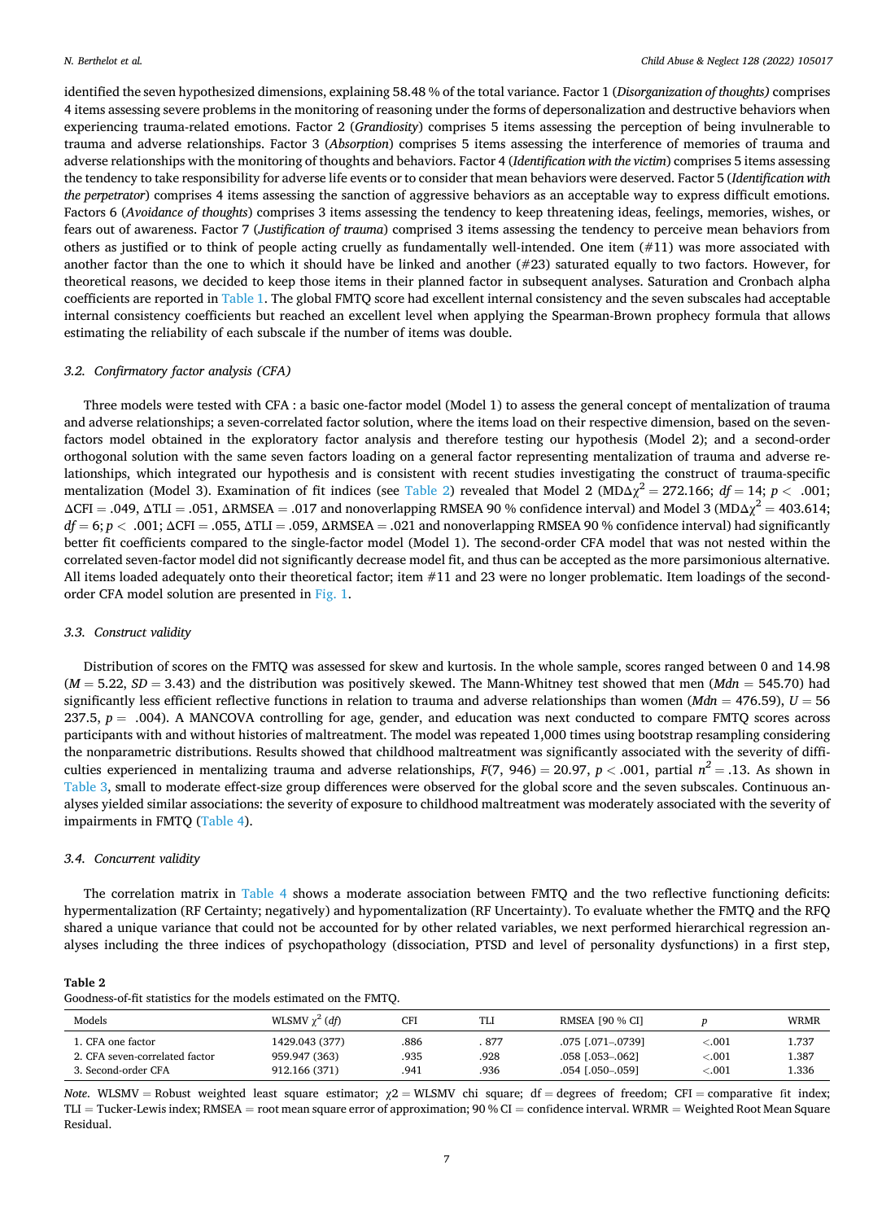identified the seven hypothesized dimensions, explaining 58.48 % of the total variance. Factor 1 (*Disorganization of thoughts*) comprises 4 items assessing severe problems in the monitoring of reasoning under the forms of depersonalization and destructive behaviors when experiencing trauma-related emotions. Factor 2 (*Grandiosity*) comprises 5 items assessing the perception of being invulnerable to trauma and adverse relationships. Factor 3 (*Absorption*) comprises 5 items assessing the interference of memories of trauma and adverse relationships with the monitoring of thoughts and behaviors. Factor 4 (*Identification with the victim*) comprises 5 items assessing the tendency to take responsibility for adverse life events or to consider that mean behaviors were deserved. Factor 5 (*Identification with the perpetrator*) comprises 4 items assessing the sanction of aggressive behaviors as an acceptable way to express difficult emotions. Factors 6 (*Avoidance of thoughts*) comprises 3 items assessing the tendency to keep threatening ideas, feelings, memories, wishes, or fears out of awareness. Factor 7 (*Justification of trauma*) comprised 3 items assessing the tendency to perceive mean behaviors from others as justified or to think of people acting cruelly as fundamentally well-intended. One item (#11) was more associated with another factor than the one to which it should have be linked and another (#23) saturated equally to two factors. However, for theoretical reasons, we decided to keep those items in their planned factor in subsequent analyses. Saturation and Cronbach alpha coefficients are reported in Table 1. The global FMTQ score had excellent internal consistency and the seven subscales had acceptable internal consistency coefficients but reached an excellent level when applying the Spearman-Brown prophecy formula that allows estimating the reliability of each subscale if the number of items was double.

### 3.2. Confirmatory factor analysis (CFA)

Three models were tested with CFA : a basic one-factor model (Model 1) to assess the general concept of mentalization of trauma and adverse relationships; a seven-correlated factor solution, where the items load on their respective dimension, based on the seven-factors model obtained in the exploratory factor analysis and therefore testing our hypothesis (Model 2); and a second-order orthogonal solution with the same seven factors loading on a general factor representing mentalization of trauma and adverse relationships, which integrated our hypothesis and is consistent with recent studies investigating the construct of trauma-specific mentalization (Model 3). Examination of fit indices (see Table 2) revealed that Model 2 (MD$\Delta\chi^2 = 272.166$; $df = 14$; $p < .001$; $\Delta$CFI = .049, $\Delta$TLI = .051, $\Delta$RMSEA = .017 and nonoverlapping RMSEA 90 % confidence interval) and Model 3 (MD$\Delta\chi^2 = 403.614$; $df = 6$; $p < .001$; $\Delta$CFI = .055, $\Delta$TLI = .059, $\Delta$RMSEA = .021 and nonoverlapping RMSEA 90 % confidence interval) had significantly better fit coefficients compared to the single-factor model (Model 1). The second-order CFA model that was not nested within the correlated seven-factor model did not significantly decrease model fit, and thus can be accepted as the more parsimonious alternative. All items loaded adequately onto their theoretical factor; item #11 and 23 were no longer problematic. Item loadings of the second-order CFA model solution are presented in Fig. 1.

### 3.3. Construct validity

Distribution of scores on the FMTQ was assessed for skew and kurtosis. In the whole sample, scores ranged between 0 and 14.98 ($M = 5.22$, $SD = 3.43$) and the distribution was positively skewed. The Mann-Whitney test showed that men ($Mdn = 545.70$) had significantly less efficient reflective functions in relation to trauma and adverse relationships than women ($Mdn = 476.59$), $U = 56\,237.5$, $p = .004$). A MANCOVA controlling for age, gender, and education was next conducted to compare FMTQ scores across participants with and without histories of maltreatment. The model was repeated 1,000 times using bootstrap resampling considering the nonparametric distributions. Results showed that childhood maltreatment was significantly associated with the severity of difficulties experienced in mentalizing trauma and adverse relationships, $F(7, 946) = 20.97$, $p < .001$, partial $n^2 = .13$. As shown in Table 3, small to moderate effect-size group differences were observed for the global score and the seven subscales. Continuous analyses yielded similar associations: the severity of exposure to childhood maltreatment was moderately associated with the severity of impairments in FMTQ (Table 4).

### 3.4. Concurrent validity

The correlation matrix in Table 4 shows a moderate association between FMTQ and the two reflective functioning deficits: hypermentalization (RF Certainty; negatively) and hypomentalization (RF Uncertainty). To evaluate whether the FMTQ and the RFQ shared a unique variance that could not be accounted for by other related variables, we next performed hierarchical regression analyses including the three indices of psychopathology (dissociation, PTSD and level of personality dysfunctions) in a first step,

**Table 2**
Goodness-of-fit statistics for the models estimated on the FMTQ.

| Models | WLSMV $\chi^2$ ($df$) | CFI | TLI | RMSEA [90 % CI] | $p$ | WRMR |
|---|---|---|---|---|---|---|
| 1. CFA one factor | 1429.043 (377) | .886 | . 877 | .075 [.071–.0739] | <.001 | 1.737 |
| 2. CFA seven-correlated factor | 959.947 (363) | .935 | .928 | .058 [.053–.062] | <.001 | 1.387 |
| 3. Second-order CFA | 912.166 (371) | .941 | .936 | .054 [.050–.059] | <.001 | 1.336 |

*Note*. WLSMV = Robust weighted least square estimator; χ2 = WLSMV chi square; df = degrees of freedom; CFI = comparative fit index; TLI = Tucker-Lewis index; RMSEA = root mean square error of approximation; 90 % CI = confidence interval. WRMR = Weighted Root Mean Square Residual.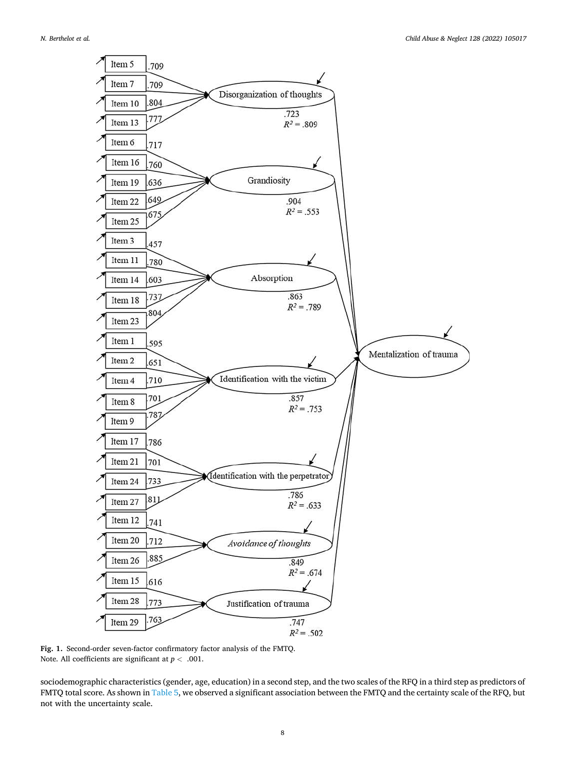**Fig. 1.** Second-order seven-factor confirmatory factor analysis of the FMTQ.
Note. All coefficients are significant at $p < .001$.

sociodemographic characteristics (gender, age, education) in a second step, and the two scales of the RFQ in a third step as predictors of FMTQ total score. As shown in Table 5, we observed a significant association between the FMTQ and the certainty scale of the RFQ, but not with the uncertainty scale.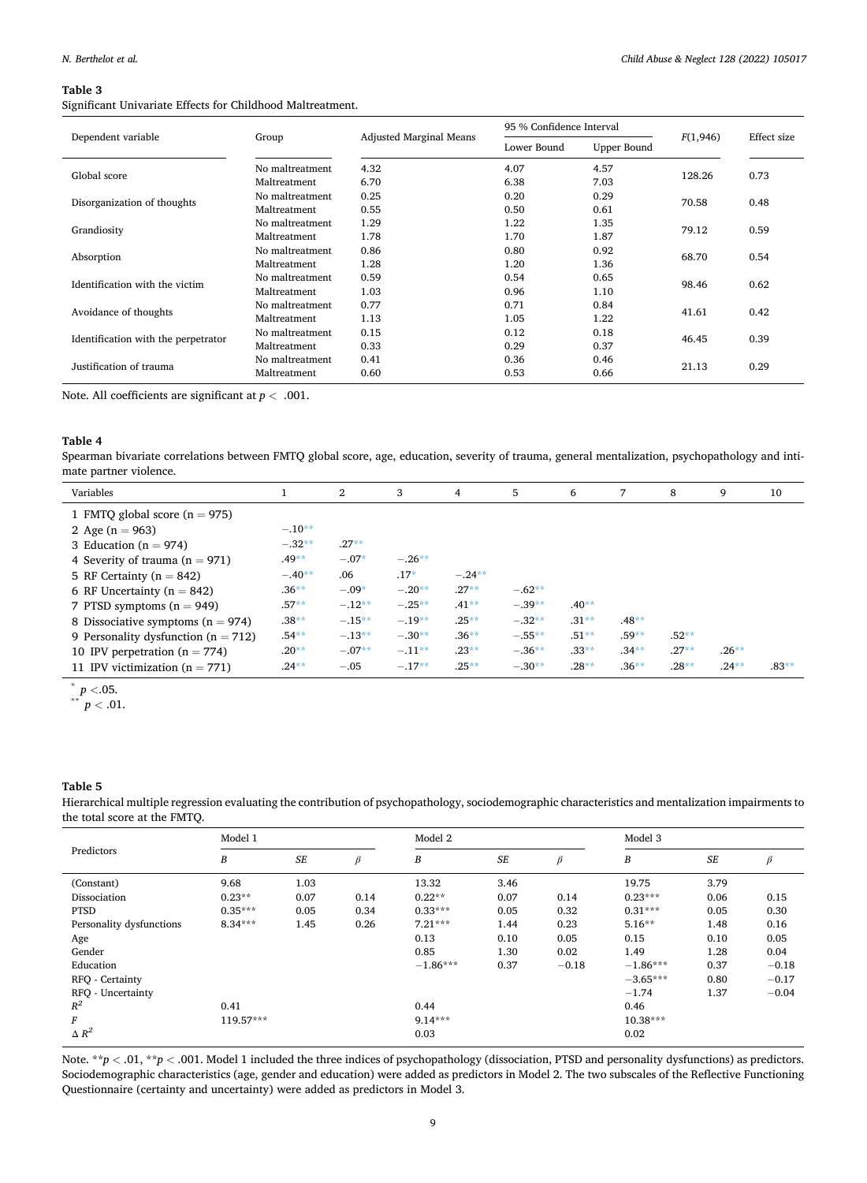**Table 3**
Significant Univariate Effects for Childhood Maltreatment.

| Dependent variable | Group | Adjusted Marginal Means | 95 % Confidence Interval | | $F(1,946)$ | Effect size |
|---|---|---|---|---|---|---|
| | | | Lower Bound | Upper Bound | | |
| Global score | No maltreatment | 4.32 | 4.07 | 4.57 | 128.26 | 0.73 |
| | Maltreatment | 6.70 | 6.38 | 7.03 | | |
| Disorganization of thoughts | No maltreatment | 0.25 | 0.20 | 0.29 | 70.58 | 0.48 |
| | Maltreatment | 0.55 | 0.50 | 0.61 | | |
| Grandiosity | No maltreatment | 1.29 | 1.22 | 1.35 | 79.12 | 0.59 |
| | Maltreatment | 1.78 | 1.70 | 1.87 | | |
| Absorption | No maltreatment | 0.86 | 0.80 | 0.92 | 68.70 | 0.54 |
| | Maltreatment | 1.28 | 1.20 | 1.36 | | |
| Identification with the victim | No maltreatment | 0.59 | 0.54 | 0.65 | 98.46 | 0.62 |
| | Maltreatment | 1.03 | 0.96 | 1.10 | | |
| Avoidance of thoughts | No maltreatment | 0.77 | 0.71 | 0.84 | 41.61 | 0.42 |
| | Maltreatment | 1.13 | 1.05 | 1.22 | | |
| Identification with the perpetrator | No maltreatment | 0.15 | 0.12 | 0.18 | 46.45 | 0.39 |
| | Maltreatment | 0.33 | 0.29 | 0.37 | | |
| Justification of trauma | No maltreatment | 0.41 | 0.36 | 0.46 | 21.13 | 0.29 |
| | Maltreatment | 0.60 | 0.53 | 0.66 | | |

Note. All coefficients are significant at $p < .001$.

**Table 4**
Spearman bivariate correlations between FMTQ global score, age, education, severity of trauma, general mentalization, psychopathology and intimate partner violence.

| Variables | 1 | 2 | 3 | 4 | 5 | 6 | 7 | 8 | 9 | 10 |
|---|---|---|---|---|---|---|---|---|---|---|
| 1 FMTQ global score (n = 975) | | | | | | | | | | |
| 2 Age (n = 963) | −.10** | | | | | | | | | |
| 3 Education (n = 974) | −.32** | .27** | | | | | | | | |
| 4 Severity of trauma (n = 971) | .49** | −.07* | −.26** | | | | | | | |
| 5 RF Certainty (n = 842) | −.40** | .06 | .17* | −.24** | | | | | | |
| 6 RF Uncertainty (n = 842) | .36** | −.09* | −.20** | .27** | −.62** | | | | | |
| 7 PTSD symptoms (n = 949) | .57** | −.12** | −.25** | .41** | −.39** | .40** | | | | |
| 8 Dissociative symptoms (n = 974) | .38** | −.15** | −.19** | .25** | −.32** | .31** | .48** | | | |
| 9 Personality dysfunction (n = 712) | .54** | −.13** | −.30** | .36** | −.55** | .51** | .59** | .52** | | |
| 10 IPV perpetration (n = 774) | .20** | −.07** | −.11** | .23** | −.36** | .33** | .34** | .27** | .26** | |
| 11 IPV victimization (n = 771) | .24** | −.05 | −.17** | .25** | −.30** | .28** | .36** | .28** | .24** | .83** |

\* $p < .05$.
\*\* $p < .01$.

**Table 5**
Hierarchical multiple regression evaluating the contribution of psychopathology, sociodemographic characteristics and mentalization impairments to the total score at the FMTQ.

| Predictors | Model 1 | | | Model 2 | | | Model 3 | | |
|---|---|---|---|---|---|---|---|---|---|
| | *B* | *SE* | *β* | *B* | *SE* | *β* | *B* | *SE* | *β* |
| (Constant) | 9.68 | 1.03 | | 13.32 | 3.46 | | 19.75 | 3.79 | |
| Dissociation | 0.23** | 0.07 | 0.14 | 0.22** | 0.07 | 0.14 | 0.23*** | 0.06 | 0.15 |
| PTSD | 0.35*** | 0.05 | 0.34 | 0.33*** | 0.05 | 0.32 | 0.31*** | 0.05 | 0.30 |
| Personality dysfunctions | 8.34*** | 1.45 | 0.26 | 7.21*** | 1.44 | 0.23 | 5.16** | 1.48 | 0.16 |
| Age | | | | 0.13 | 0.10 | 0.05 | 0.15 | 0.10 | 0.05 |
| Gender | | | | 0.85 | 1.30 | 0.02 | 1.49 | 1.28 | 0.04 |
| Education | | | | −1.86*** | 0.37 | −0.18 | −1.86*** | 0.37 | −0.18 |
| RFQ - Certainty | | | | | | | −3.65*** | 0.80 | −0.17 |
| RFQ - Uncertainty | | | | | | | −1.74 | 1.37 | −0.04 |
| $R^2$ | 0.41 | | | 0.44 | | | 0.46 | | |
| $F$ | 119.57*** | | | 9.14*** | | | 10.38*** | | |
| $\Delta R^2$ | | | | 0.03 | | | 0.02 | | |

Note. \*\*$p < .01$, \*\*$p < .001$. Model 1 included the three indices of psychopathology (dissociation, PTSD and personality dysfunctions) as predictors. Sociodemographic characteristics (age, gender and education) were added as predictors in Model 2. The two subscales of the Reflective Functioning Questionnaire (certainty and uncertainty) were added as predictors in Model 3.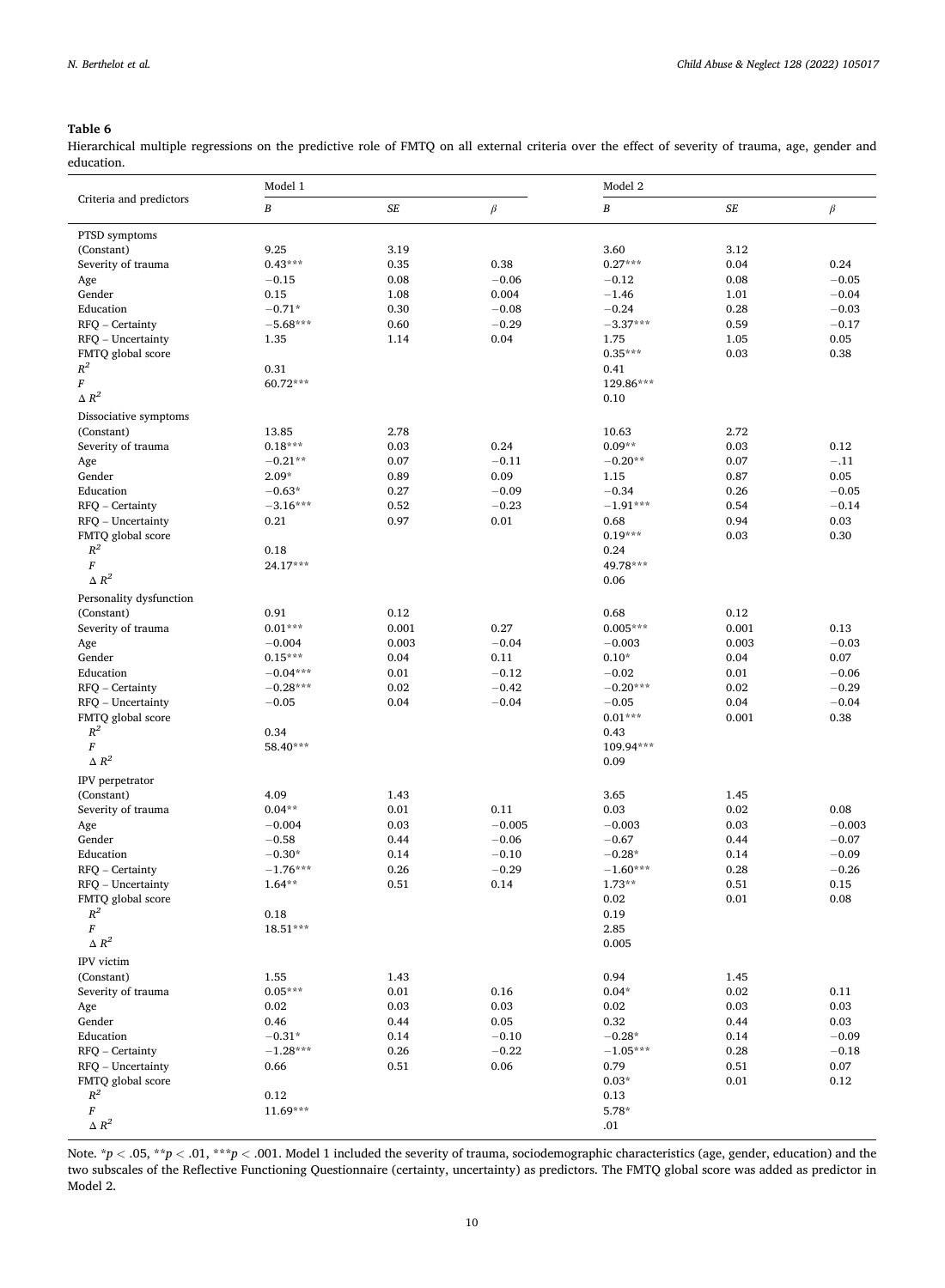**Table 6**

Hierarchical multiple regressions on the predictive role of FMTQ on all external criteria over the effect of severity of trauma, age, gender and education.

| Criteria and predictors | Model 1 | | | Model 2 | | |
|---|---|---|---|---|---|---|
| | *B* | *SE* | *β* | *B* | *SE* | *β* |
| PTSD symptoms | | | | | | |
| (Constant) | 9.25 | 3.19 | | 3.60 | 3.12 | |
| Severity of trauma | 0.43*** | 0.35 | 0.38 | 0.27*** | 0.04 | 0.24 |
| Age | −0.15 | 0.08 | −0.06 | −0.12 | 0.08 | −0.05 |
| Gender | 0.15 | 1.08 | 0.004 | −1.46 | 1.01 | −0.04 |
| Education | −0.71* | 0.30 | −0.08 | −0.24 | 0.28 | −0.03 |
| RFQ – Certainty | −5.68*** | 0.60 | −0.29 | −3.37*** | 0.59 | −0.17 |
| RFQ – Uncertainty | 1.35 | 1.14 | 0.04 | 1.75 | 1.05 | 0.05 |
| FMTQ global score | | | | 0.35*** | 0.03 | 0.38 |
| $R^2$ | 0.31 | | | 0.41 | | |
| $F$ | 60.72*** | | | 129.86*** | | |
| $\Delta R^2$ | | | | 0.10 | | |
| Dissociative symptoms | | | | | | |
| (Constant) | 13.85 | 2.78 | | 10.63 | 2.72 | |
| Severity of trauma | 0.18*** | 0.03 | 0.24 | 0.09** | 0.03 | 0.12 |
| Age | −0.21** | 0.07 | −0.11 | −0.20** | 0.07 | −.11 |
| Gender | 2.09* | 0.89 | 0.09 | 1.15 | 0.87 | 0.05 |
| Education | −0.63* | 0.27 | −0.09 | −0.34 | 0.26 | −0.05 |
| RFQ – Certainty | −3.16*** | 0.52 | −0.23 | −1.91*** | 0.54 | −0.14 |
| RFQ – Uncertainty | 0.21 | 0.97 | 0.01 | 0.68 | 0.94 | 0.03 |
| FMTQ global score | | | | 0.19*** | 0.03 | 0.30 |
| $R^2$ | 0.18 | | | 0.24 | | |
| $F$ | 24.17*** | | | 49.78*** | | |
| $\Delta R^2$ | | | | 0.06 | | |
| Personality dysfunction | | | | | | |
| (Constant) | 0.91 | 0.12 | | 0.68 | 0.12 | |
| Severity of trauma | 0.01*** | 0.001 | 0.27 | 0.005*** | 0.001 | 0.13 |
| Age | −0.004 | 0.003 | −0.04 | −0.003 | 0.003 | −0.03 |
| Gender | 0.15*** | 0.04 | 0.11 | 0.10* | 0.04 | 0.07 |
| Education | −0.04*** | 0.01 | −0.12 | −0.02 | 0.01 | −0.06 |
| RFQ – Certainty | −0.28*** | 0.02 | −0.42 | −0.20*** | 0.02 | −0.29 |
| RFQ – Uncertainty | −0.05 | 0.04 | −0.04 | −0.05 | 0.04 | −0.04 |
| FMTQ global score | | | | 0.01*** | 0.001 | 0.38 |
| $R^2$ | 0.34 | | | 0.43 | | |
| $F$ | 58.40*** | | | 109.94*** | | |
| $\Delta R^2$ | | | | 0.09 | | |
| IPV perpetrator | | | | | | |
| (Constant) | 4.09 | 1.43 | | 3.65 | 1.45 | |
| Severity of trauma | 0.04** | 0.01 | 0.11 | 0.03 | 0.02 | 0.08 |
| Age | −0.004 | 0.03 | −0.005 | −0.003 | 0.03 | −0.003 |
| Gender | −0.58 | 0.44 | −0.06 | −0.67 | 0.44 | −0.07 |
| Education | −0.30* | 0.14 | −0.10 | −0.28* | 0.14 | −0.09 |
| RFQ – Certainty | −1.76*** | 0.26 | −0.29 | −1.60*** | 0.28 | −0.26 |
| RFQ – Uncertainty | 1.64** | 0.51 | 0.14 | 1.73** | 0.51 | 0.15 |
| FMTQ global score | | | | 0.02 | 0.01 | 0.08 |
| $R^2$ | 0.18 | | | 0.19 | | |
| $F$ | 18.51*** | | | 2.85 | | |
| $\Delta R^2$ | | | | 0.005 | | |
| IPV victim | | | | | | |
| (Constant) | 1.55 | 1.43 | | 0.94 | 1.45 | |
| Severity of trauma | 0.05*** | 0.01 | 0.16 | 0.04* | 0.02 | 0.11 |
| Age | 0.02 | 0.03 | 0.03 | 0.02 | 0.03 | 0.03 |
| Gender | 0.46 | 0.44 | 0.05 | 0.32 | 0.44 | 0.03 |
| Education | −0.31* | 0.14 | −0.10 | −0.28* | 0.14 | −0.09 |
| RFQ – Certainty | −1.28*** | 0.26 | −0.22 | −1.05*** | 0.28 | −0.18 |
| RFQ – Uncertainty | 0.66 | 0.51 | 0.06 | 0.79 | 0.51 | 0.07 |
| FMTQ global score | | | | 0.03* | 0.01 | 0.12 |
| $R^2$ | 0.12 | | | 0.13 | | |
| $F$ | 11.69*** | | | 5.78* | | |
| $\Delta R^2$ | | | | .01 | | |

Note. \*$p < .05$, \*\*$p < .01$, \*\*\*$p < .001$. Model 1 included the severity of trauma, sociodemographic characteristics (age, gender, education) and the two subscales of the Reflective Functioning Questionnaire (certainty, uncertainty) as predictors. The FMTQ global score was added as predictor in Model 2.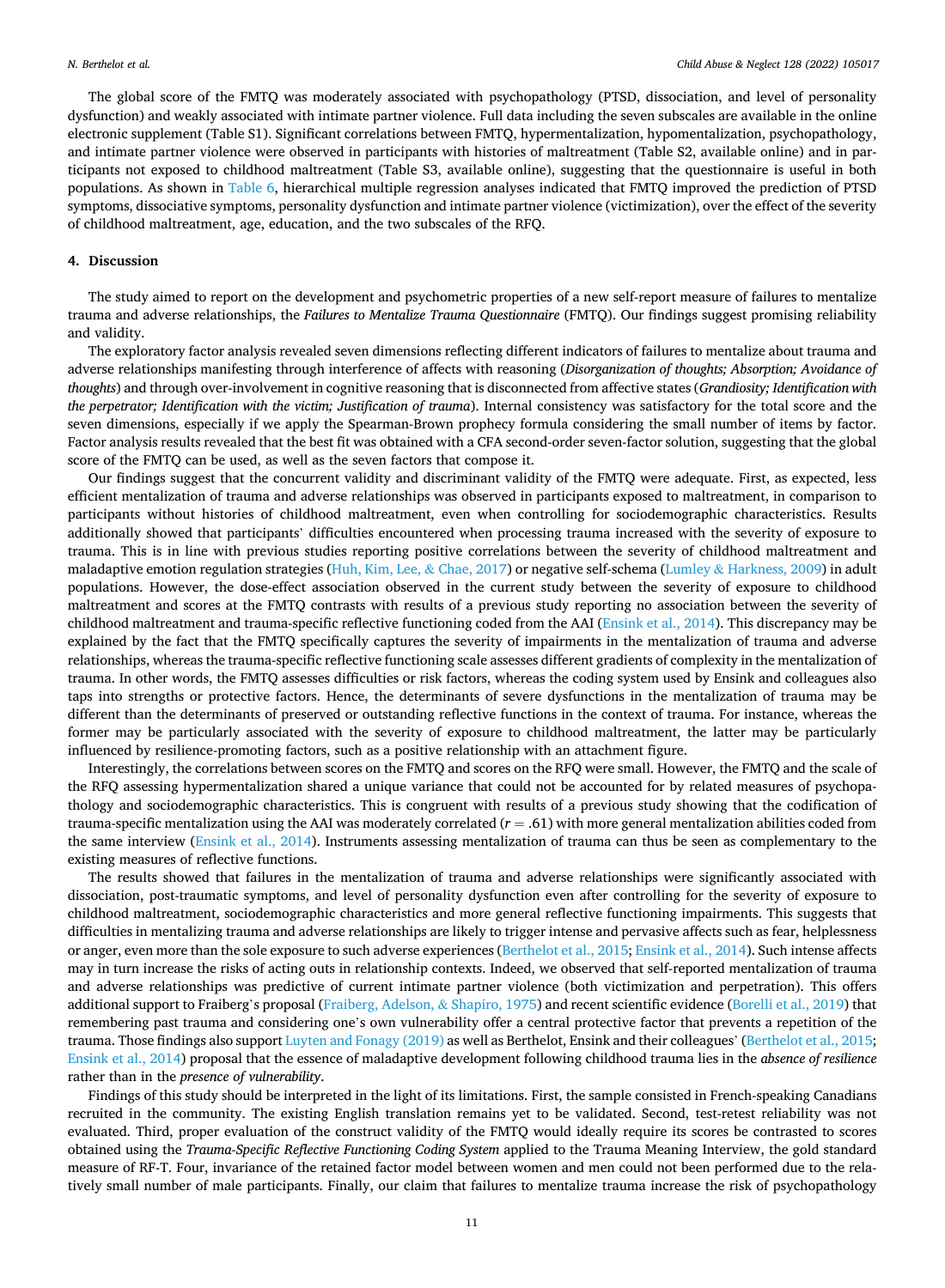The global score of the FMTQ was moderately associated with psychopathology (PTSD, dissociation, and level of personality dysfunction) and weakly associated with intimate partner violence. Full data including the seven subscales are available in the online electronic supplement (Table S1). Significant correlations between FMTQ, hypermentalization, hypomentalization, psychopathology, and intimate partner violence were observed in participants with histories of maltreatment (Table S2, available online) and in participants not exposed to childhood maltreatment (Table S3, available online), suggesting that the questionnaire is useful in both populations. As shown in Table 6, hierarchical multiple regression analyses indicated that FMTQ improved the prediction of PTSD symptoms, dissociative symptoms, personality dysfunction and intimate partner violence (victimization), over the effect of the severity of childhood maltreatment, age, education, and the two subscales of the RFQ.

## 4. Discussion

The study aimed to report on the development and psychometric properties of a new self-report measure of failures to mentalize trauma and adverse relationships, the *Failures to Mentalize Trauma Questionnaire* (FMTQ). Our findings suggest promising reliability and validity.

The exploratory factor analysis revealed seven dimensions reflecting different indicators of failures to mentalize about trauma and adverse relationships manifesting through interference of affects with reasoning (*Disorganization of thoughts; Absorption; Avoidance of thoughts*) and through over-involvement in cognitive reasoning that is disconnected from affective states (*Grandiosity; Identification with the perpetrator; Identification with the victim; Justification of trauma*). Internal consistency was satisfactory for the total score and the seven dimensions, especially if we apply the Spearman-Brown prophecy formula considering the small number of items by factor. Factor analysis results revealed that the best fit was obtained with a CFA second-order seven-factor solution, suggesting that the global score of the FMTQ can be used, as well as the seven factors that compose it.

Our findings suggest that the concurrent validity and discriminant validity of the FMTQ were adequate. First, as expected, less efficient mentalization of trauma and adverse relationships was observed in participants exposed to maltreatment, in comparison to participants without histories of childhood maltreatment, even when controlling for sociodemographic characteristics. Results additionally showed that participants' difficulties encountered when processing trauma increased with the severity of exposure to trauma. This is in line with previous studies reporting positive correlations between the severity of childhood maltreatment and maladaptive emotion regulation strategies (Huh, Kim, Lee, & Chae, 2017) or negative self-schema (Lumley & Harkness, 2009) in adult populations. However, the dose-effect association observed in the current study between the severity of exposure to childhood maltreatment and scores at the FMTQ contrasts with results of a previous study reporting no association between the severity of childhood maltreatment and trauma-specific reflective functioning coded from the AAI (Ensink et al., 2014). This discrepancy may be explained by the fact that the FMTQ specifically captures the severity of impairments in the mentalization of trauma and adverse relationships, whereas the trauma-specific reflective functioning scale assesses different gradients of complexity in the mentalization of trauma. In other words, the FMTQ assesses difficulties or risk factors, whereas the coding system used by Ensink and colleagues also taps into strengths or protective factors. Hence, the determinants of severe dysfunctions in the mentalization of trauma may be different than the determinants of preserved or outstanding reflective functions in the context of trauma. For instance, whereas the former may be particularly associated with the severity of exposure to childhood maltreatment, the latter may be particularly influenced by resilience-promoting factors, such as a positive relationship with an attachment figure.

Interestingly, the correlations between scores on the FMTQ and scores on the RFQ were small. However, the FMTQ and the scale of the RFQ assessing hypermentalization shared a unique variance that could not be accounted for by related measures of psychopathology and sociodemographic characteristics. This is congruent with results of a previous study showing that the codification of trauma-specific mentalization using the AAI was moderately correlated ($r = .61$) with more general mentalization abilities coded from the same interview (Ensink et al., 2014). Instruments assessing mentalization of trauma can thus be seen as complementary to the existing measures of reflective functions.

The results showed that failures in the mentalization of trauma and adverse relationships were significantly associated with dissociation, post-traumatic symptoms, and level of personality dysfunction even after controlling for the severity of exposure to childhood maltreatment, sociodemographic characteristics and more general reflective functioning impairments. This suggests that difficulties in mentalizing trauma and adverse relationships are likely to trigger intense and pervasive affects such as fear, helplessness or anger, even more than the sole exposure to such adverse experiences (Berthelot et al., 2015; Ensink et al., 2014). Such intense affects may in turn increase the risks of acting outs in relationship contexts. Indeed, we observed that self-reported mentalization of trauma and adverse relationships was predictive of current intimate partner violence (both victimization and perpetration). This offers additional support to Fraiberg's proposal (Fraiberg, Adelson, & Shapiro, 1975) and recent scientific evidence (Borelli et al., 2019) that remembering past trauma and considering one's own vulnerability offer a central protective factor that prevents a repetition of the trauma. Those findings also support Luyten and Fonagy (2019) as well as Berthelot, Ensink and their colleagues' (Berthelot et al., 2015; Ensink et al., 2014) proposal that the essence of maladaptive development following childhood trauma lies in the *absence of resilience* rather than in the *presence of vulnerability*.

Findings of this study should be interpreted in the light of its limitations. First, the sample consisted in French-speaking Canadians recruited in the community. The existing English translation remains yet to be validated. Second, test-retest reliability was not evaluated. Third, proper evaluation of the construct validity of the FMTQ would ideally require its scores be contrasted to scores obtained using the *Trauma-Specific Reflective Functioning Coding System* applied to the Trauma Meaning Interview, the gold standard measure of RF-T. Four, invariance of the retained factor model between women and men could not been performed due to the relatively small number of male participants. Finally, our claim that failures to mentalize trauma increase the risk of psychopathology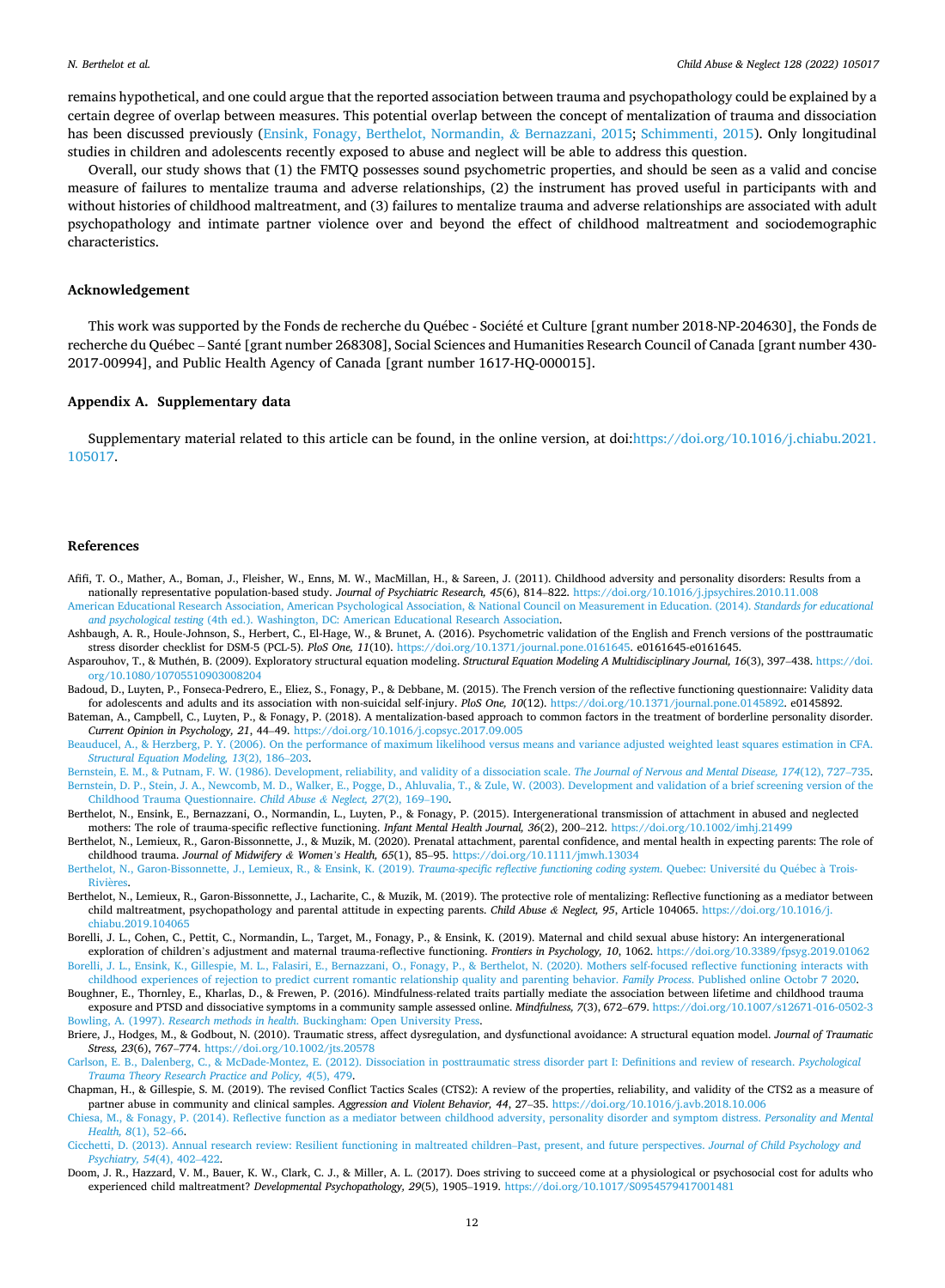remains hypothetical, and one could argue that the reported association between trauma and psychopathology could be explained by a certain degree of overlap between measures. This potential overlap between the concept of mentalization of trauma and dissociation has been discussed previously (Ensink, Fonagy, Berthelot, Normandin, & Bernazzani, 2015; Schimmenti, 2015). Only longitudinal studies in children and adolescents recently exposed to abuse and neglect will be able to address this question.

Overall, our study shows that (1) the FMTQ possesses sound psychometric properties, and should be seen as a valid and concise measure of failures to mentalize trauma and adverse relationships, (2) the instrument has proved useful in participants with and without histories of childhood maltreatment, and (3) failures to mentalize trauma and adverse relationships are associated with adult psychopathology and intimate partner violence over and beyond the effect of childhood maltreatment and sociodemographic characteristics.

## Acknowledgement

This work was supported by the Fonds de recherche du Québec - Société et Culture [grant number 2018-NP-204630], the Fonds de recherche du Québec – Santé [grant number 268308], Social Sciences and Humanities Research Council of Canada [grant number 430-2017-00994], and Public Health Agency of Canada [grant number 1617-HQ-000015].

## Appendix A. Supplementary data

Supplementary material related to this article can be found, in the online version, at doi:https://doi.org/10.1016/j.chiabu.2021.105017.

## References

Afifi, T. O., Mather, A., Boman, J., Fleisher, W., Enns, M. W., MacMillan, H., & Sareen, J. (2011). Childhood adversity and personality disorders: Results from a nationally representative population-based study. *Journal of Psychiatric Research, 45*(6), 814–822. https://doi.org/10.1016/j.jpsychires.2010.11.008

American Educational Research Association, American Psychological Association, & National Council on Measurement in Education. (2014). *Standards for educational and psychological testing* (4th ed.). Washington, DC: American Educational Research Association.

Ashbaugh, A. R., Houle-Johnson, S., Herbert, C., El-Hage, W., & Brunet, A. (2016). Psychometric validation of the English and French versions of the posttraumatic stress disorder checklist for DSM-5 (PCL-5). *PloS One, 11*(10). https://doi.org/10.1371/journal.pone.0161645. e0161645-e0161645.

Asparouhov, T., & Muthén, B. (2009). Exploratory structural equation modeling. *Structural Equation Modeling A Multidisciplinary Journal, 16*(3), 397–438. https://doi.org/10.1080/10705510903008204

Badoud, D., Luyten, P., Fonseca-Pedrero, E., Eliez, S., Fonagy, P., & Debbane, M. (2015). The French version of the reflective functioning questionnaire: Validity data for adolescents and adults and its association with non-suicidal self-injury. *PloS One, 10*(12). https://doi.org/10.1371/journal.pone.0145892. e0145892.

Bateman, A., Campbell, C., Luyten, P., & Fonagy, P. (2018). A mentalization-based approach to common factors in the treatment of borderline personality disorder. *Current Opinion in Psychology, 21*, 44–49. https://doi.org/10.1016/j.copsyc.2017.09.005

Beauducel, A., & Herzberg, P. Y. (2006). On the performance of maximum likelihood versus means and variance adjusted weighted least squares estimation in CFA. *Structural Equation Modeling, 13*(2), 186–203.

Bernstein, E. M., & Putnam, F. W. (1986). Development, reliability, and validity of a dissociation scale. *The Journal of Nervous and Mental Disease, 174*(12), 727–735.

Bernstein, D. P., Stein, J. A., Newcomb, M. D., Walker, E., Pogge, D., Ahluvalia, T., & Zule, W. (2003). Development and validation of a brief screening version of the Childhood Trauma Questionnaire. *Child Abuse & Neglect, 27*(2), 169–190.

Berthelot, N., Ensink, E., Bernazzani, O., Normandin, L., Luyten, P., & Fonagy, P. (2015). Intergenerational transmission of attachment in abused and neglected mothers: The role of trauma-specific reflective functioning. *Infant Mental Health Journal, 36*(2), 200–212. https://doi.org/10.1002/imhj.21499

Berthelot, N., Lemieux, R., Garon-Bissonnette, J., & Muzik, M. (2020). Prenatal attachment, parental confidence, and mental health in expecting parents: The role of childhood trauma. *Journal of Midwifery & Women's Health, 65*(1), 85–95. https://doi.org/10.1111/jmwh.13034

Berthelot, N., Garon-Bissonnette, J., Lemieux, R., & Ensink, K. (2019). *Trauma-specific reflective functioning coding system*. Quebec: Université du Québec à Trois-Rivières.

Berthelot, N., Lemieux, R., Garon-Bissonnette, J., Lacharite, C., & Muzik, M. (2019). The protective role of mentalizing: Reflective functioning as a mediator between child maltreatment, psychopathology and parental attitude in expecting parents. *Child Abuse & Neglect, 95*, Article 104065. https://doi.org/10.1016/j.chiabu.2019.104065

Borelli, J. L., Cohen, C., Pettit, C., Normandin, L., Target, M., Fonagy, P., & Ensink, K. (2019). Maternal and child sexual abuse history: An intergenerational exploration of children's adjustment and maternal trauma-reflective functioning. *Frontiers in Psychology, 10*, 1062. https://doi.org/10.3389/fpsyg.2019.01062

Borelli, J. L., Ensink, K., Gillespie, M. L., Falasiri, E., Bernazzani, O., Fonagy, P., & Berthelot, N. (2020). Mothers self-focused reflective functioning interacts with childhood experiences of rejection to predict current romantic relationship quality and parenting behavior. *Family Process*. Published online Octobr 7 2020.

Boughner, E., Thornley, E., Kharlas, D., & Frewen, P. (2016). Mindfulness-related traits partially mediate the association between lifetime and childhood trauma exposure and PTSD and dissociative symptoms in a community sample assessed online. *Mindfulness, 7*(3), 672–679. https://doi.org/10.1007/s12671-016-0502-3

Bowling, A. (1997). *Research methods in health*. Buckingham: Open University Press.

Briere, J., Hodges, M., & Godbout, N. (2010). Traumatic stress, affect dysregulation, and dysfunctional avoidance: A structural equation model. *Journal of Traumatic Stress, 23*(6), 767–774. https://doi.org/10.1002/jts.20578

Carlson, E. B., Dalenberg, C., & McDade-Montez, E. (2012). Dissociation in posttraumatic stress disorder part I: Definitions and review of research. *Psychological Trauma Theory Research Practice and Policy, 4*(5), 479.

Chapman, H., & Gillespie, S. M. (2019). The revised Conflict Tactics Scales (CTS2): A review of the properties, reliability, and validity of the CTS2 as a measure of partner abuse in community and clinical samples. *Aggression and Violent Behavior, 44*, 27–35. https://doi.org/10.1016/j.avb.2018.10.006

Chiesa, M., & Fonagy, P. (2014). Reflective function as a mediator between childhood adversity, personality disorder and symptom distress. *Personality and Mental Health, 8*(1), 52–66.

Cicchetti, D. (2013). Annual research review: Resilient functioning in maltreated children–Past, present, and future perspectives. *Journal of Child Psychology and Psychiatry, 54*(4), 402–422.

Doom, J. R., Hazzard, V. M., Bauer, K. W., Clark, C. J., & Miller, A. L. (2017). Does striving to succeed come at a physiological or psychosocial cost for adults who experienced child maltreatment? *Developmental Psychopathology, 29*(5), 1905–1919. https://doi.org/10.1017/S0954579417001481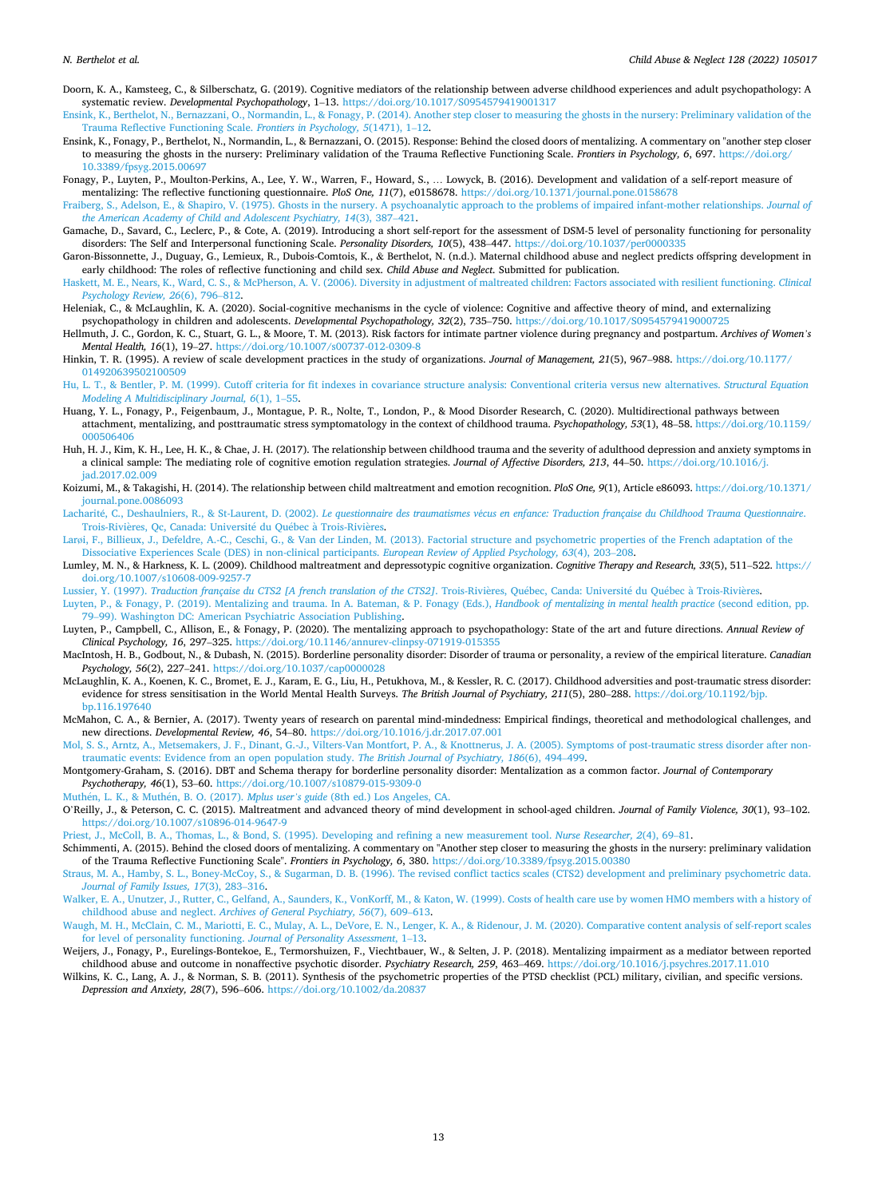Doorn, K. A., Kamsteeg, C., & Silberschatz, G. (2019). Cognitive mediators of the relationship between adverse childhood experiences and adult psychopathology: A systematic review. *Developmental Psychopathology*, 1–13. https://doi.org/10.1017/S0954579419001317

Ensink, K., Berthelot, N., Bernazzani, O., Normandin, L., & Fonagy, P. (2014). Another step closer to measuring the ghosts in the nursery: Preliminary validation of the Trauma Reflective Functioning Scale. *Frontiers in Psychology, 5*(1471), 1–12.

Ensink, K., Fonagy, P., Berthelot, N., Normandin, L., & Bernazzani, O. (2015). Response: Behind the closed doors of mentalizing. A commentary on "another step closer to measuring the ghosts in the nursery: Preliminary validation of the Trauma Reflective Functioning Scale. *Frontiers in Psychology, 6*, 697. https://doi.org/10.3389/fpsyg.2015.00697

Fonagy, P., Luyten, P., Moulton-Perkins, A., Lee, Y. W., Warren, F., Howard, S., … Lowyck, B. (2016). Development and validation of a self-report measure of mentalizing: The reflective functioning questionnaire. *PloS One, 11*(7), e0158678. https://doi.org/10.1371/journal.pone.0158678

Fraiberg, S., Adelson, E., & Shapiro, V. (1975). Ghosts in the nursery. A psychoanalytic approach to the problems of impaired infant-mother relationships. *Journal of the American Academy of Child and Adolescent Psychiatry, 14*(3), 387–421.

Gamache, D., Savard, C., Leclerc, P., & Cote, A. (2019). Introducing a short self-report for the assessment of DSM-5 level of personality functioning for personality disorders: The Self and Interpersonal functioning Scale. *Personality Disorders, 10*(5), 438–447. https://doi.org/10.1037/per0000335

Garon-Bissonnette, J., Duguay, G., Lemieux, R., Dubois-Comtois, K., & Berthelot, N. (n.d.). Maternal childhood abuse and neglect predicts offspring development in early childhood: The roles of reflective functioning and child sex. *Child Abuse and Neglect*. Submitted for publication.

Haskett, M. E., Nears, K., Ward, C. S., & McPherson, A. V. (2006). Diversity in adjustment of maltreated children: Factors associated with resilient functioning. *Clinical Psychology Review, 26*(6), 796–812.

Heleniak, C., & McLaughlin, K. A. (2020). Social-cognitive mechanisms in the cycle of violence: Cognitive and affective theory of mind, and externalizing psychopathology in children and adolescents. *Developmental Psychopathology, 32*(2), 735–750. https://doi.org/10.1017/S0954579419000725

Hellmuth, J. C., Gordon, K. C., Stuart, G. L., & Moore, T. M. (2013). Risk factors for intimate partner violence during pregnancy and postpartum. *Archives of Women's Mental Health, 16*(1), 19–27. https://doi.org/10.1007/s00737-012-0309-8

Hinkin, T. R. (1995). A review of scale development practices in the study of organizations. *Journal of Management, 21*(5), 967–988. https://doi.org/10.1177/014920639502100509

Hu, L. T., & Bentler, P. M. (1999). Cutoff criteria for fit indexes in covariance structure analysis: Conventional criteria versus new alternatives. *Structural Equation Modeling A Multidisciplinary Journal, 6*(1), 1–55.

Huang, Y. L., Fonagy, P., Feigenbaum, J., Montague, P. R., Nolte, T., London, P., & Mood Disorder Research, C. (2020). Multidirectional pathways between attachment, mentalizing, and posttraumatic stress symptomatology in the context of childhood trauma. *Psychopathology, 53*(1), 48–58. https://doi.org/10.1159/000506406

Huh, H. J., Kim, K. H., Lee, H. K., & Chae, J. H. (2017). The relationship between childhood trauma and the severity of adulthood depression and anxiety symptoms in a clinical sample: The mediating role of cognitive emotion regulation strategies. *Journal of Affective Disorders, 213*, 44–50. https://doi.org/10.1016/j.jad.2017.02.009

Koizumi, M., & Takagishi, H. (2014). The relationship between child maltreatment and emotion recognition. *PloS One, 9*(1), Article e86093. https://doi.org/10.1371/journal.pone.0086093

Lacharité, C., Deshaulniers, R., & St-Laurent, D. (2002). *Le questionnaire des traumatismes vécus en enfance: Traduction française du Childhood Trauma Questionnaire*. Trois-Rivières, Qc, Canada: Université du Québec à Trois-Rivières.

Laroi, F., Billieux, J., Defeldre, A.-C., Ceschi, G., & Van der Linden, M. (2013). Factorial structure and psychometric properties of the French adaptation of the Dissociative Experiences Scale (DES) in non-clinical participants. *European Review of Applied Psychology, 63*(4), 203–208.

Lumley, M. N., & Harkness, K. L. (2009). Childhood maltreatment and depressotypic cognitive organization. *Cognitive Therapy and Research, 33*(5), 511–522. https://doi.org/10.1007/s10608-009-9257-7

Lussier, Y. (1997). *Traduction française du CTS2 [A french translation of the CTS2]*. Trois-Rivières, Québec, Canda: Université du Québec à Trois-Rivières.

Luyten, P., & Fonagy, P. (2019). Mentalizing and trauma. In A. Bateman, & P. Fonagy (Eds.), *Handbook of mentalizing in mental health practice* (second edition, pp. 79–99). Washington DC: American Psychiatric Association Publishing.

Luyten, P., Campbell, C., Allison, E., & Fonagy, P. (2020). The mentalizing approach to psychopathology: State of the art and future directions. *Annual Review of Clinical Psychology, 16*, 297–325. https://doi.org/10.1146/annurev-clinpsy-071919-015355

MacIntosh, H. B., Godbout, N., & Dubash, N. (2015). Borderline personality disorder: Disorder of trauma or personality, a review of the empirical literature. *Canadian Psychology, 56*(2), 227–241. https://doi.org/10.1037/cap0000028

McLaughlin, K. A., Koenen, K. C., Bromet, E. J., Karam, E. G., Liu, H., Petukhova, M., & Kessler, R. C. (2017). Childhood adversities and post-traumatic stress disorder: evidence for stress sensitisation in the World Mental Health Surveys. *The British Journal of Psychiatry, 211*(5), 280–288. https://doi.org/10.1192/bjp.bp.116.197640

McMahon, C. A., & Bernier, A. (2017). Twenty years of research on parental mind-mindedness: Empirical findings, theoretical and methodological challenges, and new directions. *Developmental Review, 46*, 54–80. https://doi.org/10.1016/j.dr.2017.07.001

Mol, S. S., Arntz, A., Metsemakers, J. F., Dinant, G.-J., Vilters-Van Montfort, P. A., & Knottnerus, J. A. (2005). Symptoms of post-traumatic stress disorder after non-traumatic events: Evidence from an open population study. *The British Journal of Psychiatry, 186*(6), 494–499.

Montgomery-Graham, S. (2016). DBT and Schema therapy for borderline personality disorder: Mentalization as a common factor. *Journal of Contemporary Psychotherapy, 46*(1), 53–60. https://doi.org/10.1007/s10879-015-9309-0

Muthén, L. K., & Muthén, B. O. (2017). *Mplus user's guide* (8th ed.) Los Angeles, CA.

O'Reilly, J., & Peterson, C. C. (2015). Maltreatment and advanced theory of mind development in school-aged children. *Journal of Family Violence, 30*(1), 93–102. https://doi.org/10.1007/s10896-014-9647-9

Priest, J., McColl, B. A., Thomas, L., & Bond, S. (1995). Developing and refining a new measurement tool. *Nurse Researcher, 2*(4), 69–81.

Schimmenti, A. (2015). Behind the closed doors of mentalizing. A commentary on "Another step closer to measuring the ghosts in the nursery: preliminary validation of the Trauma Reflective Functioning Scale". *Frontiers in Psychology, 6*, 380. https://doi.org/10.3389/fpsyg.2015.00380

Straus, M. A., Hamby, S. L., Boney-McCoy, S., & Sugarman, D. B. (1996). The revised conflict tactics scales (CTS2) development and preliminary psychometric data. *Journal of Family Issues, 17*(3), 283–316.

Walker, E. A., Unutzer, J., Rutter, C., Gelfand, A., Saunders, K., VonKorff, M., & Katon, W. (1999). Costs of health care use by women HMO members with a history of childhood abuse and neglect. *Archives of General Psychiatry, 56*(7), 609–613.

Waugh, M. H., McClain, C. M., Mariotti, E. C., Mulay, A. L., DeVore, E. N., Lenger, K. A., & Ridenour, J. M. (2020). Comparative content analysis of self-report scales for level of personality functioning. *Journal of Personality Assessment*, 1–13.

Weijers, J., Fonagy, P., Eurelings-Bontekoe, E., Termorshuizen, F., Viechtbauer, W., & Selten, J. P. (2018). Mentalizing impairment as a mediator between reported childhood abuse and outcome in nonaffective psychotic disorder. *Psychiatry Research, 259*, 463–469. https://doi.org/10.1016/j.psychres.2017.11.010

Wilkins, K. C., Lang, A. J., & Norman, S. B. (2011). Synthesis of the psychometric properties of the PTSD checklist (PCL) military, civilian, and specific versions. *Depression and Anxiety, 28*(7), 596–606. https://doi.org/10.1002/da.20837